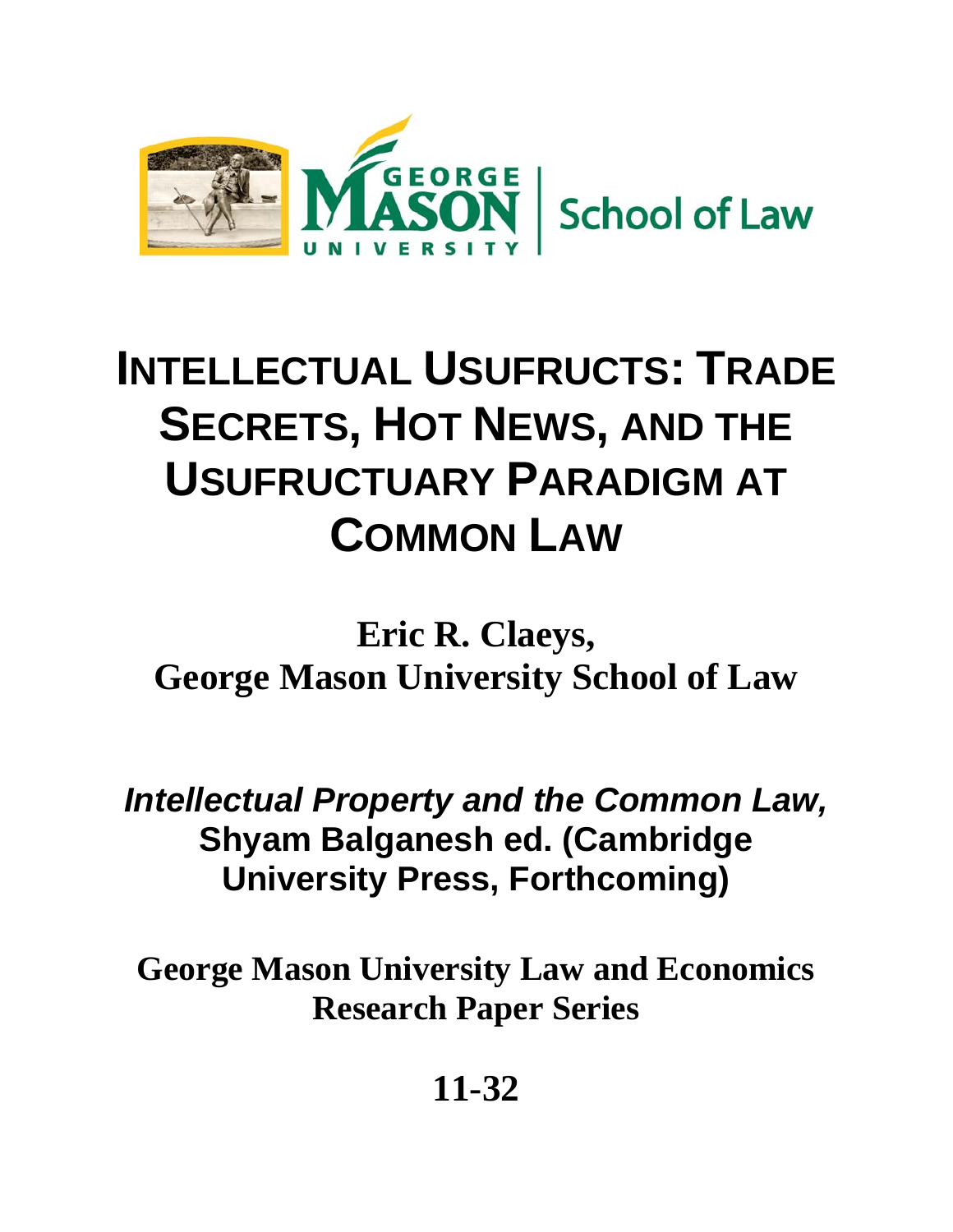GEORGE MASON UNIVERSITY | School of Law

# INTELLECTUAL USUFRUCTS: TRADE SECRETS, HOT NEWS, AND THE USUFRUCTUARY PARADIGM AT COMMON LAW

**Eric R. Claeys,**
**George Mason University School of Law**

***Intellectual Property and the Common Law,***
**Shyam Balganesh ed. (Cambridge University Press, Forthcoming)**

**George Mason University Law and Economics Research Paper Series**

**11-32**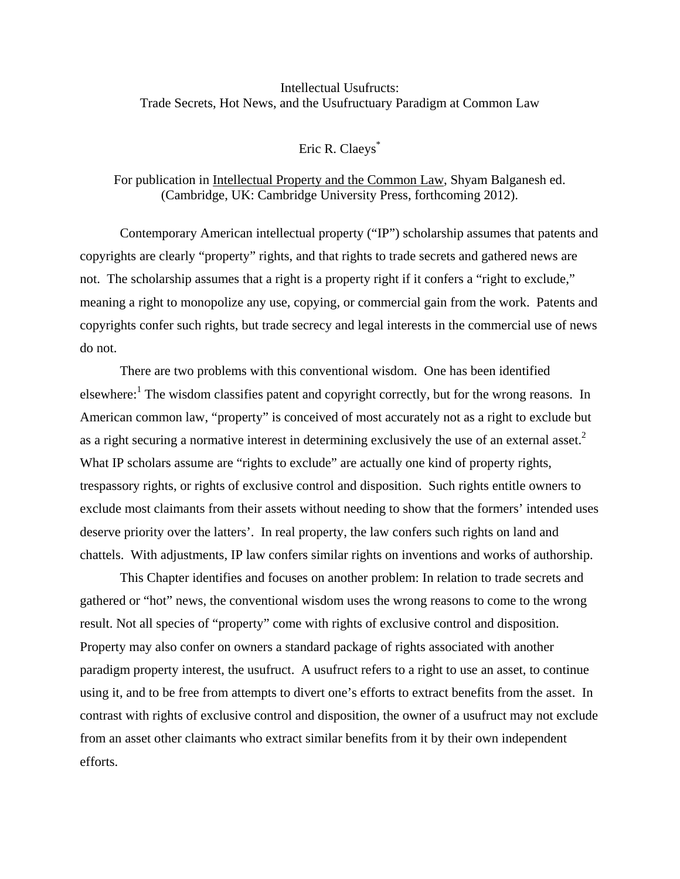Intellectual Usufructs:
Trade Secrets, Hot News, and the Usufructuary Paradigm at Common Law

Eric R. Claeys[*]

For publication in Intellectual Property and the Common Law, Shyam Balganesh ed. (Cambridge, UK: Cambridge University Press, forthcoming 2012).

Contemporary American intellectual property ("IP") scholarship assumes that patents and copyrights are clearly "property" rights, and that rights to trade secrets and gathered news are not. The scholarship assumes that a right is a property right if it confers a "right to exclude," meaning a right to monopolize any use, copying, or commercial gain from the work. Patents and copyrights confer such rights, but trade secrecy and legal interests in the commercial use of news do not.

There are two problems with this conventional wisdom. One has been identified elsewhere:[1] The wisdom classifies patent and copyright correctly, but for the wrong reasons. In American common law, "property" is conceived of most accurately not as a right to exclude but as a right securing a normative interest in determining exclusively the use of an external asset.[2] What IP scholars assume are "rights to exclude" are actually one kind of property rights, trespassory rights, or rights of exclusive control and disposition. Such rights entitle owners to exclude most claimants from their assets without needing to show that the formers' intended uses deserve priority over the latters'. In real property, the law confers such rights on land and chattels. With adjustments, IP law confers similar rights on inventions and works of authorship.

This Chapter identifies and focuses on another problem: In relation to trade secrets and gathered or "hot" news, the conventional wisdom uses the wrong reasons to come to the wrong result. Not all species of "property" come with rights of exclusive control and disposition. Property may also confer on owners a standard package of rights associated with another paradigm property interest, the usufruct. A usufruct refers to a right to use an asset, to continue using it, and to be free from attempts to divert one's efforts to extract benefits from the asset. In contrast with rights of exclusive control and disposition, the owner of a usufruct may not exclude from an asset other claimants who extract similar benefits from it by their own independent efforts.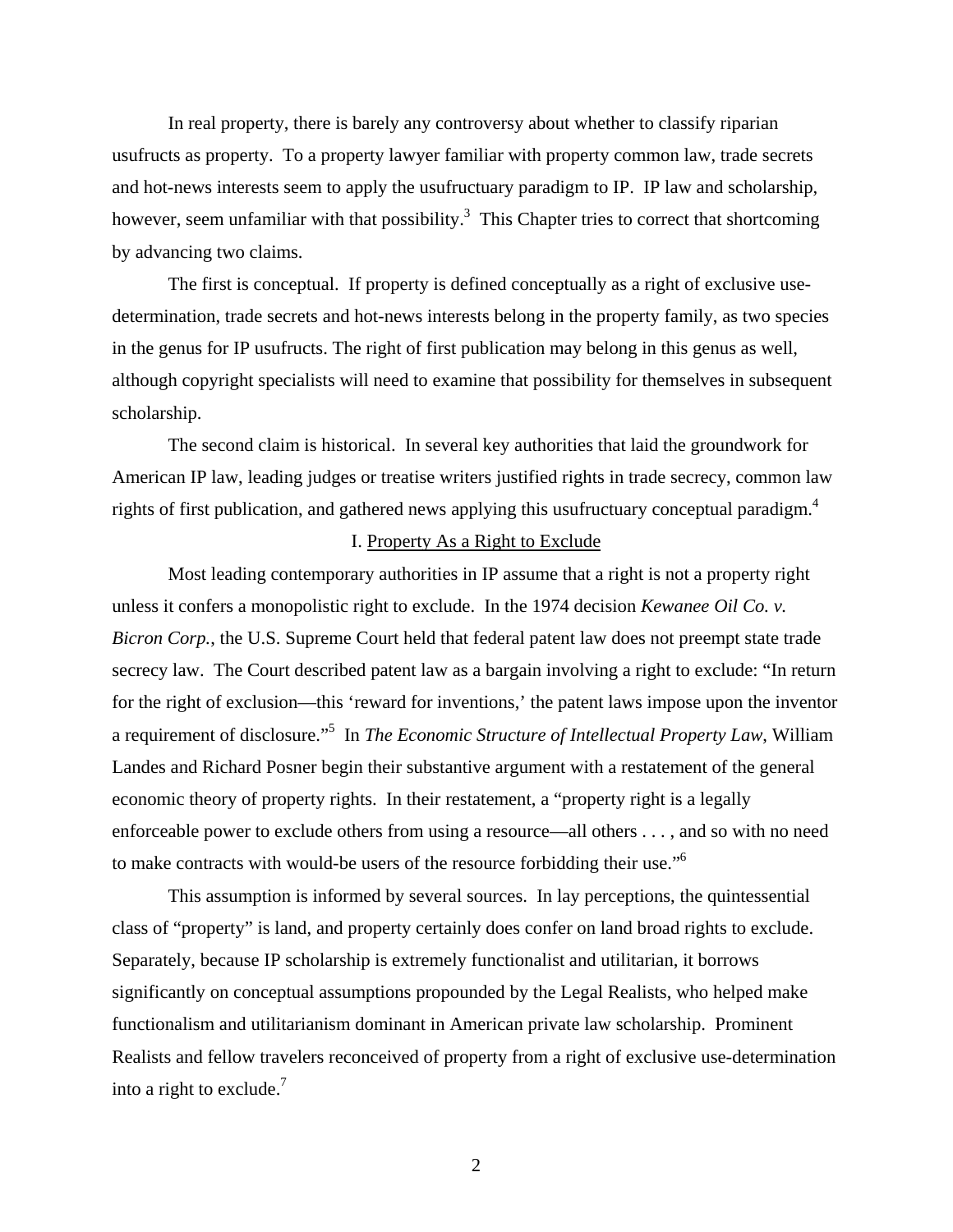In real property, there is barely any controversy about whether to classify riparian usufructs as property. To a property lawyer familiar with property common law, trade secrets and hot-news interests seem to apply the usufructuary paradigm to IP. IP law and scholarship, however, seem unfamiliar with that possibility.[3] This Chapter tries to correct that shortcoming by advancing two claims.

The first is conceptual. If property is defined conceptually as a right of exclusive use-determination, trade secrets and hot-news interests belong in the property family, as two species in the genus for IP usufructs. The right of first publication may belong in this genus as well, although copyright specialists will need to examine that possibility for themselves in subsequent scholarship.

The second claim is historical. In several key authorities that laid the groundwork for American IP law, leading judges or treatise writers justified rights in trade secrecy, common law rights of first publication, and gathered news applying this usufructuary conceptual paradigm.[4]

## I. Property As a Right to Exclude

Most leading contemporary authorities in IP assume that a right is not a property right unless it confers a monopolistic right to exclude. In the 1974 decision *Kewanee Oil Co. v. Bicron Corp.*, the U.S. Supreme Court held that federal patent law does not preempt state trade secrecy law. The Court described patent law as a bargain involving a right to exclude: "In return for the right of exclusion—this 'reward for inventions,' the patent laws impose upon the inventor a requirement of disclosure."[5] In *The Economic Structure of Intellectual Property Law*, William Landes and Richard Posner begin their substantive argument with a restatement of the general economic theory of property rights. In their restatement, a "property right is a legally enforceable power to exclude others from using a resource—all others . . . , and so with no need to make contracts with would-be users of the resource forbidding their use."[6]

This assumption is informed by several sources. In lay perceptions, the quintessential class of "property" is land, and property certainly does confer on land broad rights to exclude. Separately, because IP scholarship is extremely functionalist and utilitarian, it borrows significantly on conceptual assumptions propounded by the Legal Realists, who helped make functionalism and utilitarianism dominant in American private law scholarship. Prominent Realists and fellow travelers reconceived of property from a right of exclusive use-determination into a right to exclude.[7]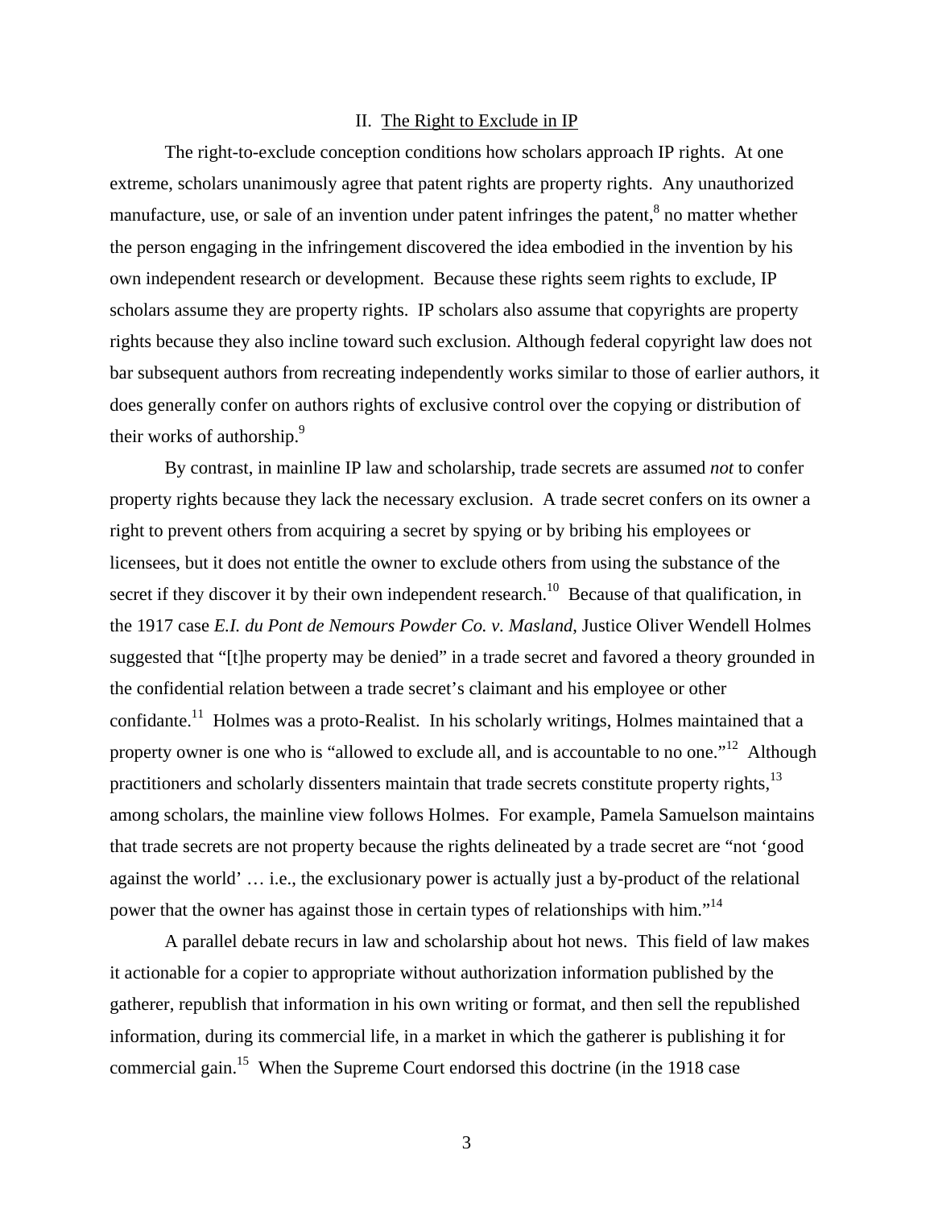## II. The Right to Exclude in IP

The right-to-exclude conception conditions how scholars approach IP rights. At one extreme, scholars unanimously agree that patent rights are property rights. Any unauthorized manufacture, use, or sale of an invention under patent infringes the patent,[8] no matter whether the person engaging in the infringement discovered the idea embodied in the invention by his own independent research or development. Because these rights seem rights to exclude, IP scholars assume they are property rights. IP scholars also assume that copyrights are property rights because they also incline toward such exclusion. Although federal copyright law does not bar subsequent authors from recreating independently works similar to those of earlier authors, it does generally confer on authors rights of exclusive control over the copying or distribution of their works of authorship.[9]

By contrast, in mainline IP law and scholarship, trade secrets are assumed *not* to confer property rights because they lack the necessary exclusion. A trade secret confers on its owner a right to prevent others from acquiring a secret by spying or by bribing his employees or licensees, but it does not entitle the owner to exclude others from using the substance of the secret if they discover it by their own independent research.[10] Because of that qualification, in the 1917 case *E.I. du Pont de Nemours Powder Co. v. Masland*, Justice Oliver Wendell Holmes suggested that "[t]he property may be denied" in a trade secret and favored a theory grounded in the confidential relation between a trade secret's claimant and his employee or other confidante.[11] Holmes was a proto-Realist. In his scholarly writings, Holmes maintained that a property owner is one who is "allowed to exclude all, and is accountable to no one."[12] Although practitioners and scholarly dissenters maintain that trade secrets constitute property rights,[13] among scholars, the mainline view follows Holmes. For example, Pamela Samuelson maintains that trade secrets are not property because the rights delineated by a trade secret are "not 'good against the world' … i.e., the exclusionary power is actually just a by-product of the relational power that the owner has against those in certain types of relationships with him."[14]

A parallel debate recurs in law and scholarship about hot news. This field of law makes it actionable for a copier to appropriate without authorization information published by the gatherer, republish that information in his own writing or format, and then sell the republished information, during its commercial life, in a market in which the gatherer is publishing it for commercial gain.[15] When the Supreme Court endorsed this doctrine (in the 1918 case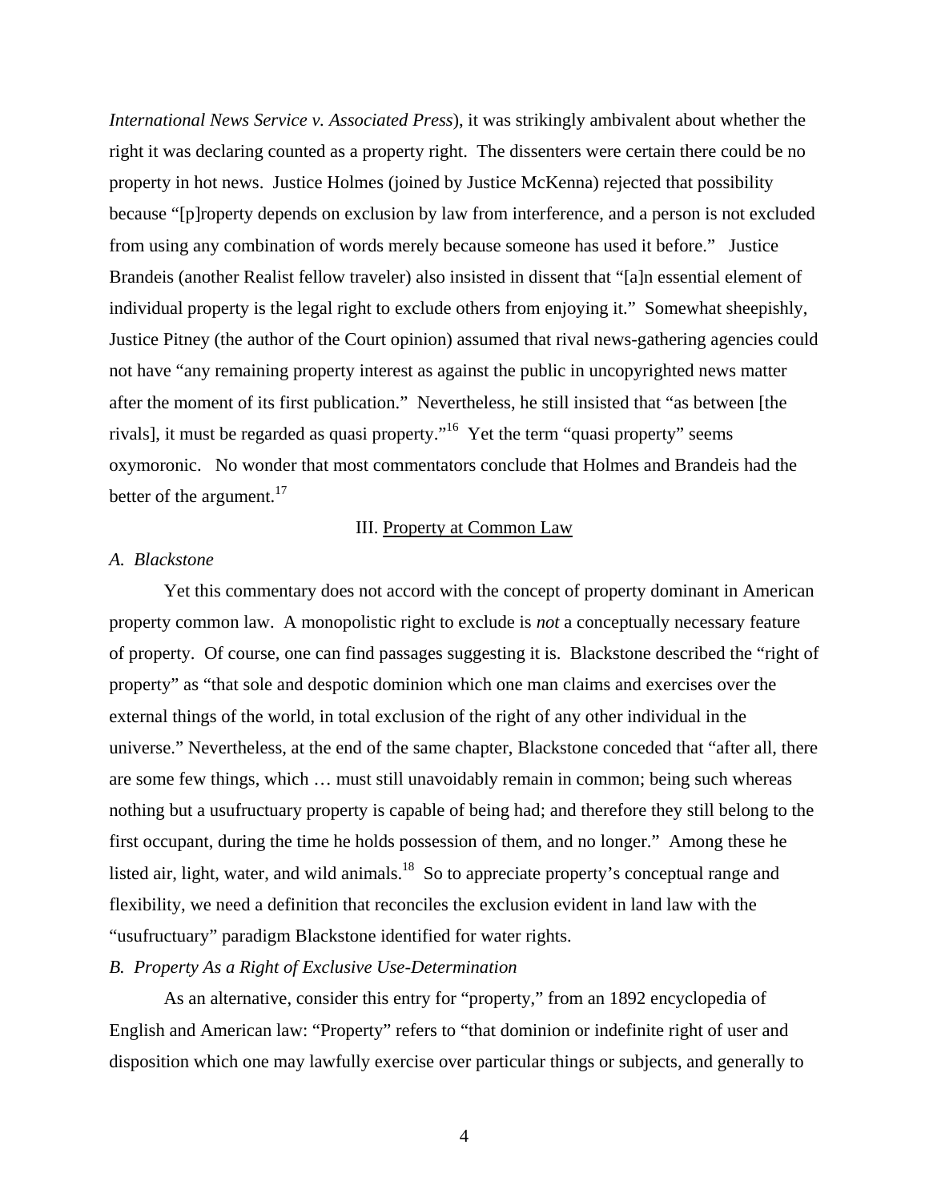*International News Service v. Associated Press*), it was strikingly ambivalent about whether the right it was declaring counted as a property right. The dissenters were certain there could be no property in hot news. Justice Holmes (joined by Justice McKenna) rejected that possibility because "[p]roperty depends on exclusion by law from interference, and a person is not excluded from using any combination of words merely because someone has used it before." Justice Brandeis (another Realist fellow traveler) also insisted in dissent that "[a]n essential element of individual property is the legal right to exclude others from enjoying it." Somewhat sheepishly, Justice Pitney (the author of the Court opinion) assumed that rival news-gathering agencies could not have "any remaining property interest as against the public in uncopyrighted news matter after the moment of its first publication." Nevertheless, he still insisted that "as between [the rivals], it must be regarded as quasi property."[16] Yet the term "quasi property" seems oxymoronic. No wonder that most commentators conclude that Holmes and Brandeis had the better of the argument.[17]

## III. Property at Common Law

### *A. Blackstone*

Yet this commentary does not accord with the concept of property dominant in American property common law. A monopolistic right to exclude is *not* a conceptually necessary feature of property. Of course, one can find passages suggesting it is. Blackstone described the "right of property" as "that sole and despotic dominion which one man claims and exercises over the external things of the world, in total exclusion of the right of any other individual in the universe." Nevertheless, at the end of the same chapter, Blackstone conceded that "after all, there are some few things, which … must still unavoidably remain in common; being such whereas nothing but a usufructuary property is capable of being had; and therefore they still belong to the first occupant, during the time he holds possession of them, and no longer." Among these he listed air, light, water, and wild animals.[18] So to appreciate property's conceptual range and flexibility, we need a definition that reconciles the exclusion evident in land law with the "usufructuary" paradigm Blackstone identified for water rights.

### *B. Property As a Right of Exclusive Use-Determination*

As an alternative, consider this entry for "property," from an 1892 encyclopedia of English and American law: "Property" refers to "that dominion or indefinite right of user and disposition which one may lawfully exercise over particular things or subjects, and generally to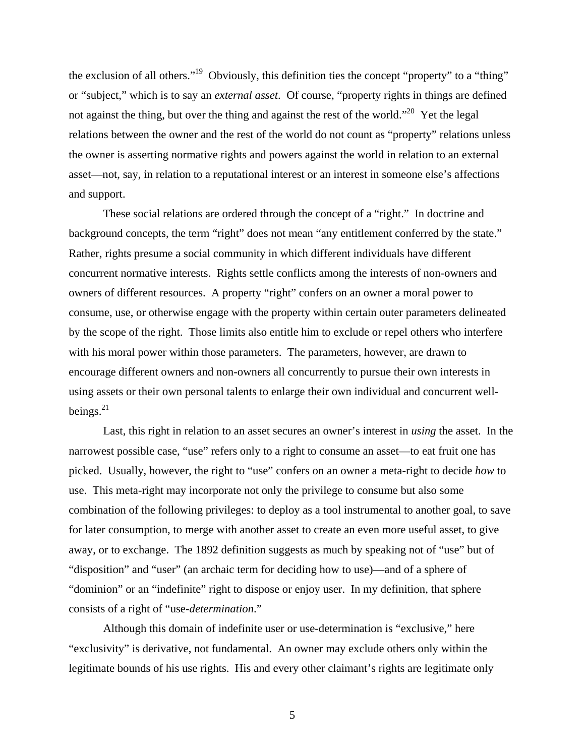the exclusion of all others."[19] Obviously, this definition ties the concept "property" to a "thing" or "subject," which is to say an *external asset*. Of course, "property rights in things are defined not against the thing, but over the thing and against the rest of the world."[20] Yet the legal relations between the owner and the rest of the world do not count as "property" relations unless the owner is asserting normative rights and powers against the world in relation to an external asset—not, say, in relation to a reputational interest or an interest in someone else's affections and support.

These social relations are ordered through the concept of a "right." In doctrine and background concepts, the term "right" does not mean "any entitlement conferred by the state." Rather, rights presume a social community in which different individuals have different concurrent normative interests. Rights settle conflicts among the interests of non-owners and owners of different resources. A property "right" confers on an owner a moral power to consume, use, or otherwise engage with the property within certain outer parameters delineated by the scope of the right. Those limits also entitle him to exclude or repel others who interfere with his moral power within those parameters. The parameters, however, are drawn to encourage different owners and non-owners all concurrently to pursue their own interests in using assets or their own personal talents to enlarge their own individual and concurrent well-beings.[21]

Last, this right in relation to an asset secures an owner's interest in *using* the asset. In the narrowest possible case, "use" refers only to a right to consume an asset—to eat fruit one has picked. Usually, however, the right to "use" confers on an owner a meta-right to decide *how* to use. This meta-right may incorporate not only the privilege to consume but also some combination of the following privileges: to deploy as a tool instrumental to another goal, to save for later consumption, to merge with another asset to create an even more useful asset, to give away, or to exchange. The 1892 definition suggests as much by speaking not of "use" but of "disposition" and "user" (an archaic term for deciding how to use)—and of a sphere of "dominion" or an "indefinite" right to dispose or enjoy user. In my definition, that sphere consists of a right of "use-*determination*."

Although this domain of indefinite user or use-determination is "exclusive," here "exclusivity" is derivative, not fundamental. An owner may exclude others only within the legitimate bounds of his use rights. His and every other claimant's rights are legitimate only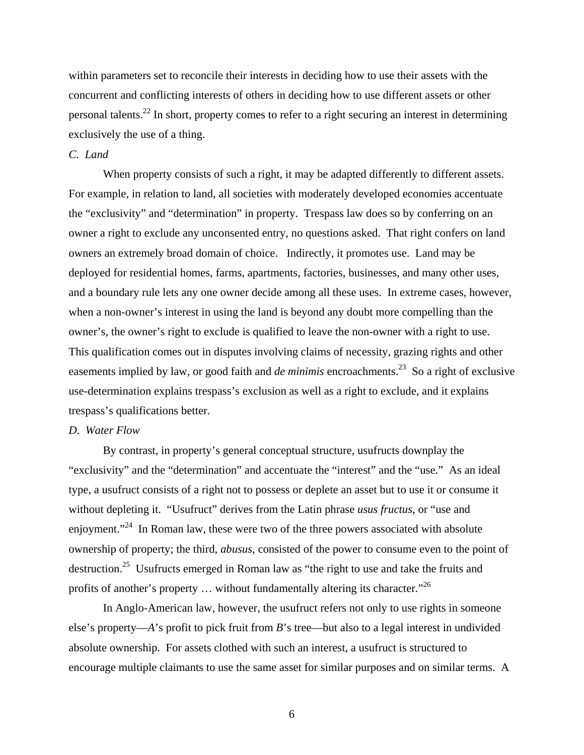within parameters set to reconcile their interests in deciding how to use their assets with the concurrent and conflicting interests of others in deciding how to use different assets or other personal talents.[22] In short, property comes to refer to a right securing an interest in determining exclusively the use of a thing.

### *C. Land*

When property consists of such a right, it may be adapted differently to different assets. For example, in relation to land, all societies with moderately developed economies accentuate the "exclusivity" and "determination" in property. Trespass law does so by conferring on an owner a right to exclude any unconsented entry, no questions asked. That right confers on land owners an extremely broad domain of choice. Indirectly, it promotes use. Land may be deployed for residential homes, farms, apartments, factories, businesses, and many other uses, and a boundary rule lets any one owner decide among all these uses. In extreme cases, however, when a non-owner's interest in using the land is beyond any doubt more compelling than the owner's, the owner's right to exclude is qualified to leave the non-owner with a right to use. This qualification comes out in disputes involving claims of necessity, grazing rights and other easements implied by law, or good faith and *de minimis* encroachments.[23] So a right of exclusive use-determination explains trespass's exclusion as well as a right to exclude, and it explains trespass's qualifications better.

### *D. Water Flow*

By contrast, in property's general conceptual structure, usufructs downplay the "exclusivity" and the "determination" and accentuate the "interest" and the "use." As an ideal type, a usufruct consists of a right not to possess or deplete an asset but to use it or consume it without depleting it. "Usufruct" derives from the Latin phrase *usus fructus*, or "use and enjoyment."[24] In Roman law, these were two of the three powers associated with absolute ownership of property; the third, *abusus*, consisted of the power to consume even to the point of destruction.[25] Usufructs emerged in Roman law as "the right to use and take the fruits and profits of another's property … without fundamentally altering its character."[26]

In Anglo-American law, however, the usufruct refers not only to use rights in someone else's property—*A*'s profit to pick fruit from *B*'s tree—but also to a legal interest in undivided absolute ownership. For assets clothed with such an interest, a usufruct is structured to encourage multiple claimants to use the same asset for similar purposes and on similar terms. A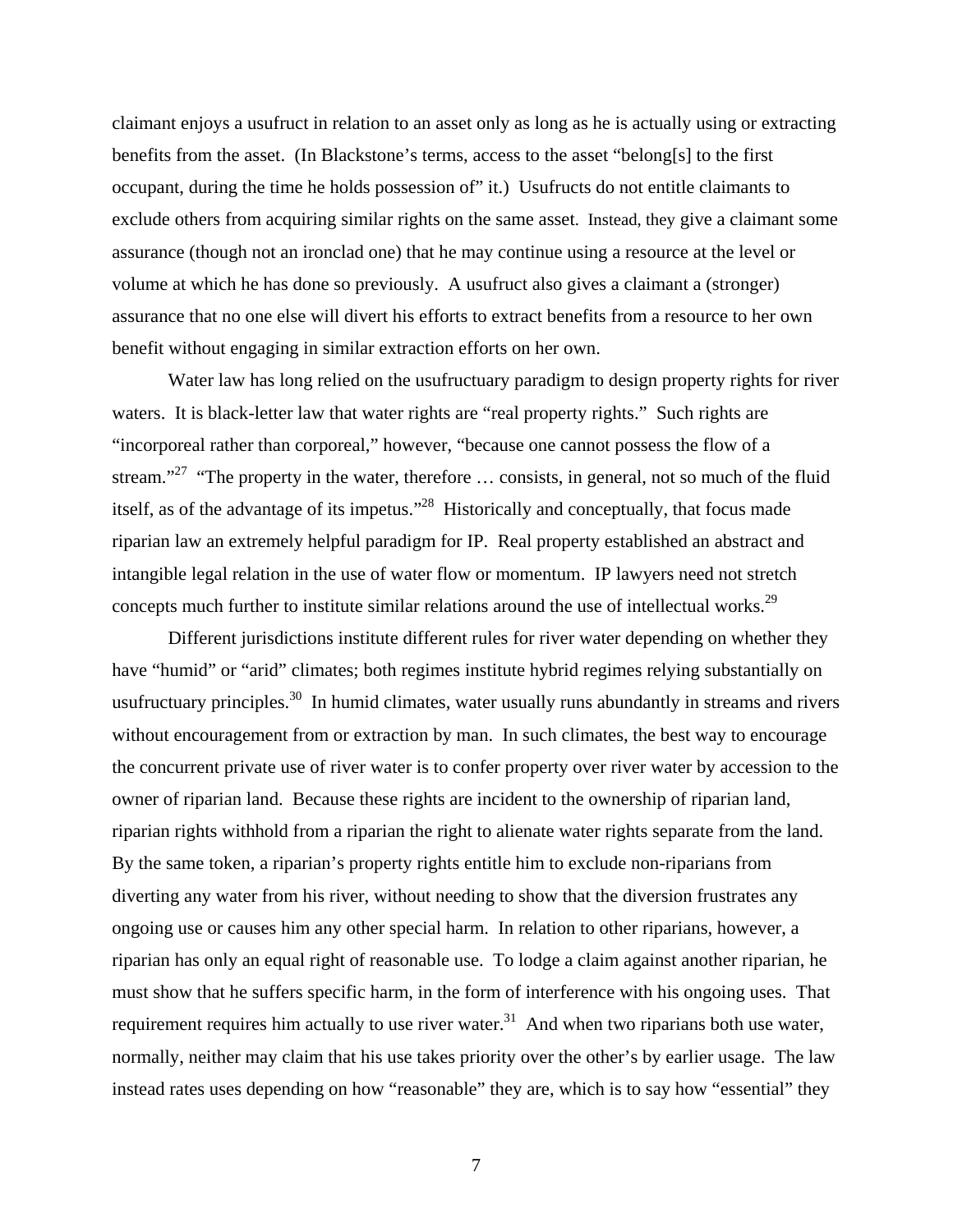claimant enjoys a usufruct in relation to an asset only as long as he is actually using or extracting benefits from the asset. (In Blackstone's terms, access to the asset "belong[s] to the first occupant, during the time he holds possession of" it.) Usufructs do not entitle claimants to exclude others from acquiring similar rights on the same asset. Instead, they give a claimant some assurance (though not an ironclad one) that he may continue using a resource at the level or volume at which he has done so previously. A usufruct also gives a claimant a (stronger) assurance that no one else will divert his efforts to extract benefits from a resource to her own benefit without engaging in similar extraction efforts on her own.

Water law has long relied on the usufructuary paradigm to design property rights for river waters. It is black-letter law that water rights are "real property rights." Such rights are "incorporeal rather than corporeal," however, "because one cannot possess the flow of a stream."[27] "The property in the water, therefore … consists, in general, not so much of the fluid itself, as of the advantage of its impetus."[28] Historically and conceptually, that focus made riparian law an extremely helpful paradigm for IP. Real property established an abstract and intangible legal relation in the use of water flow or momentum. IP lawyers need not stretch concepts much further to institute similar relations around the use of intellectual works.[29]

Different jurisdictions institute different rules for river water depending on whether they have "humid" or "arid" climates; both regimes institute hybrid regimes relying substantially on usufructuary principles.[30] In humid climates, water usually runs abundantly in streams and rivers without encouragement from or extraction by man. In such climates, the best way to encourage the concurrent private use of river water is to confer property over river water by accession to the owner of riparian land. Because these rights are incident to the ownership of riparian land, riparian rights withhold from a riparian the right to alienate water rights separate from the land. By the same token, a riparian's property rights entitle him to exclude non-riparians from diverting any water from his river, without needing to show that the diversion frustrates any ongoing use or causes him any other special harm. In relation to other riparians, however, a riparian has only an equal right of reasonable use. To lodge a claim against another riparian, he must show that he suffers specific harm, in the form of interference with his ongoing uses. That requirement requires him actually to use river water.[31] And when two riparians both use water, normally, neither may claim that his use takes priority over the other's by earlier usage. The law instead rates uses depending on how "reasonable" they are, which is to say how "essential" they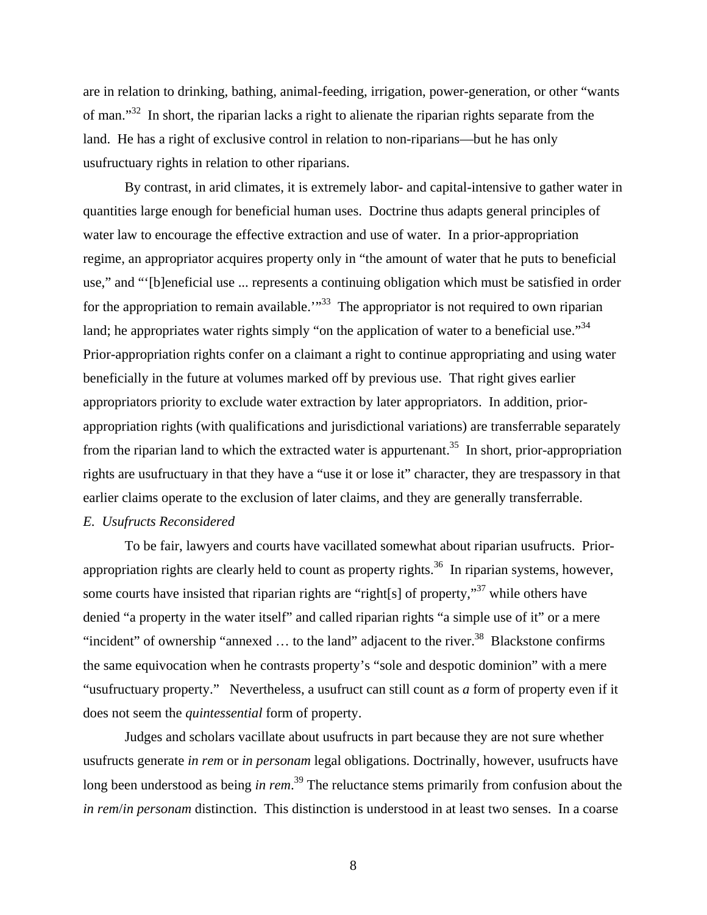are in relation to drinking, bathing, animal-feeding, irrigation, power-generation, or other "wants of man."[32] In short, the riparian lacks a right to alienate the riparian rights separate from the land. He has a right of exclusive control in relation to non-riparians—but he has only usufructuary rights in relation to other riparians.

By contrast, in arid climates, it is extremely labor- and capital-intensive to gather water in quantities large enough for beneficial human uses. Doctrine thus adapts general principles of water law to encourage the effective extraction and use of water. In a prior-appropriation regime, an appropriator acquires property only in "the amount of water that he puts to beneficial use," and "'[b]eneficial use ... represents a continuing obligation which must be satisfied in order for the appropriation to remain available.'"[33] The appropriator is not required to own riparian land; he appropriates water rights simply "on the application of water to a beneficial use."[34] Prior-appropriation rights confer on a claimant a right to continue appropriating and using water beneficially in the future at volumes marked off by previous use. That right gives earlier appropriators priority to exclude water extraction by later appropriators. In addition, prior-appropriation rights (with qualifications and jurisdictional variations) are transferrable separately from the riparian land to which the extracted water is appurtenant.[35] In short, prior-appropriation rights are usufructuary in that they have a "use it or lose it" character, they are trespassory in that earlier claims operate to the exclusion of later claims, and they are generally transferrable.

*E. Usufructs Reconsidered*

To be fair, lawyers and courts have vacillated somewhat about riparian usufructs. Prior-appropriation rights are clearly held to count as property rights.[36] In riparian systems, however, some courts have insisted that riparian rights are "right[s] of property,"[37] while others have denied "a property in the water itself" and called riparian rights "a simple use of it" or a mere "incident" of ownership "annexed … to the land" adjacent to the river.[38] Blackstone confirms the same equivocation when he contrasts property's "sole and despotic dominion" with a mere "usufructuary property." Nevertheless, a usufruct can still count as ***a*** form of property even if it does not seem the *quintessential* form of property.

Judges and scholars vacillate about usufructs in part because they are not sure whether usufructs generate *in rem* or *in personam* legal obligations. Doctrinally, however, usufructs have long been understood as being *in rem*.[39] The reluctance stems primarily from confusion about the *in rem*/*in personam* distinction. This distinction is understood in at least two senses. In a coarse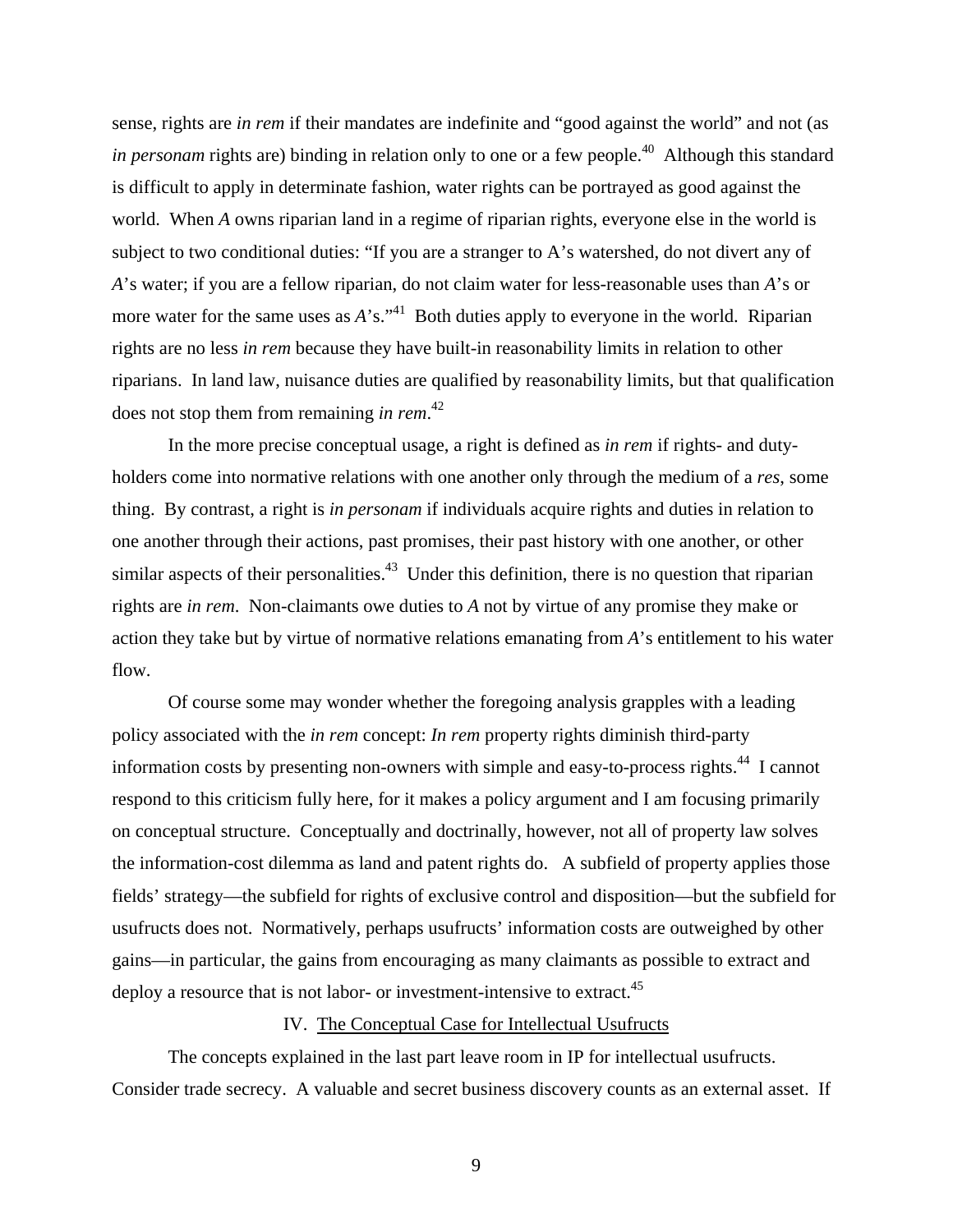sense, rights are *in rem* if their mandates are indefinite and "good against the world" and not (as *in personam* rights are) binding in relation only to one or a few people.[40] Although this standard is difficult to apply in determinate fashion, water rights can be portrayed as good against the world. When *A* owns riparian land in a regime of riparian rights, everyone else in the world is subject to two conditional duties: "If you are a stranger to A's watershed, do not divert any of *A*'s water; if you are a fellow riparian, do not claim water for less-reasonable uses than *A*'s or more water for the same uses as *A*'s."[41] Both duties apply to everyone in the world. Riparian rights are no less *in rem* because they have built-in reasonability limits in relation to other riparians. In land law, nuisance duties are qualified by reasonability limits, but that qualification does not stop them from remaining *in rem*.[42]

In the more precise conceptual usage, a right is defined as *in rem* if rights- and duty-holders come into normative relations with one another only through the medium of a *res*, some thing. By contrast, a right is *in personam* if individuals acquire rights and duties in relation to one another through their actions, past promises, their past history with one another, or other similar aspects of their personalities.[43] Under this definition, there is no question that riparian rights are *in rem*. Non-claimants owe duties to *A* not by virtue of any promise they make or action they take but by virtue of normative relations emanating from *A*'s entitlement to his water flow.

Of course some may wonder whether the foregoing analysis grapples with a leading policy associated with the *in rem* concept: *In rem* property rights diminish third-party information costs by presenting non-owners with simple and easy-to-process rights.[44] I cannot respond to this criticism fully here, for it makes a policy argument and I am focusing primarily on conceptual structure. Conceptually and doctrinally, however, not all of property law solves the information-cost dilemma as land and patent rights do. A subfield of property applies those fields' strategy—the subfield for rights of exclusive control and disposition—but the subfield for usufructs does not. Normatively, perhaps usufructs' information costs are outweighed by other gains—in particular, the gains from encouraging as many claimants as possible to extract and deploy a resource that is not labor- or investment-intensive to extract.[45]

## IV. The Conceptual Case for Intellectual Usufructs

The concepts explained in the last part leave room in IP for intellectual usufructs. Consider trade secrecy. A valuable and secret business discovery counts as an external asset. If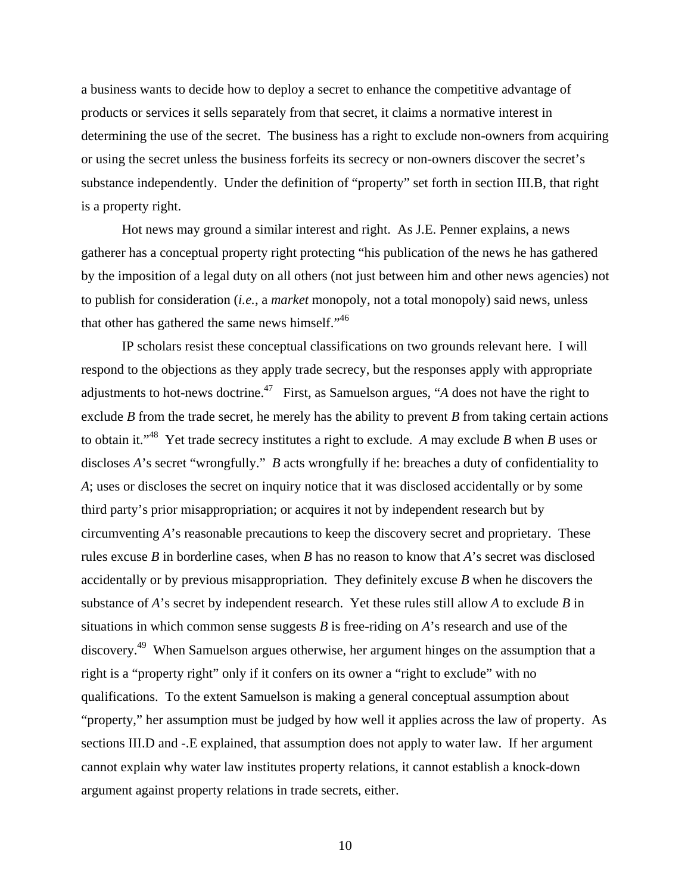a business wants to decide how to deploy a secret to enhance the competitive advantage of products or services it sells separately from that secret, it claims a normative interest in determining the use of the secret. The business has a right to exclude non-owners from acquiring or using the secret unless the business forfeits its secrecy or non-owners discover the secret's substance independently. Under the definition of "property" set forth in section III.B, that right is a property right.

Hot news may ground a similar interest and right. As J.E. Penner explains, a news gatherer has a conceptual property right protecting "his publication of the news he has gathered by the imposition of a legal duty on all others (not just between him and other news agencies) not to publish for consideration (*i.e.*, a *market* monopoly, not a total monopoly) said news, unless that other has gathered the same news himself."[46]

IP scholars resist these conceptual classifications on two grounds relevant here. I will respond to the objections as they apply trade secrecy, but the responses apply with appropriate adjustments to hot-news doctrine.[47] First, as Samuelson argues, "*A* does not have the right to exclude *B* from the trade secret, he merely has the ability to prevent *B* from taking certain actions to obtain it."[48] Yet trade secrecy institutes a right to exclude. *A* may exclude *B* when *B* uses or discloses *A*'s secret "wrongfully." *B* acts wrongfully if he: breaches a duty of confidentiality to *A*; uses or discloses the secret on inquiry notice that it was disclosed accidentally or by some third party's prior misappropriation; or acquires it not by independent research but by circumventing *A*'s reasonable precautions to keep the discovery secret and proprietary. These rules excuse *B* in borderline cases, when *B* has no reason to know that *A*'s secret was disclosed accidentally or by previous misappropriation. They definitely excuse *B* when he discovers the substance of *A*'s secret by independent research. Yet these rules still allow *A* to exclude *B* in situations in which common sense suggests *B* is free-riding on *A*'s research and use of the discovery.[49] When Samuelson argues otherwise, her argument hinges on the assumption that a right is a "property right" only if it confers on its owner a "right to exclude" with no qualifications. To the extent Samuelson is making a general conceptual assumption about "property," her assumption must be judged by how well it applies across the law of property. As sections III.D and -.E explained, that assumption does not apply to water law. If her argument cannot explain why water law institutes property relations, it cannot establish a knock-down argument against property relations in trade secrets, either.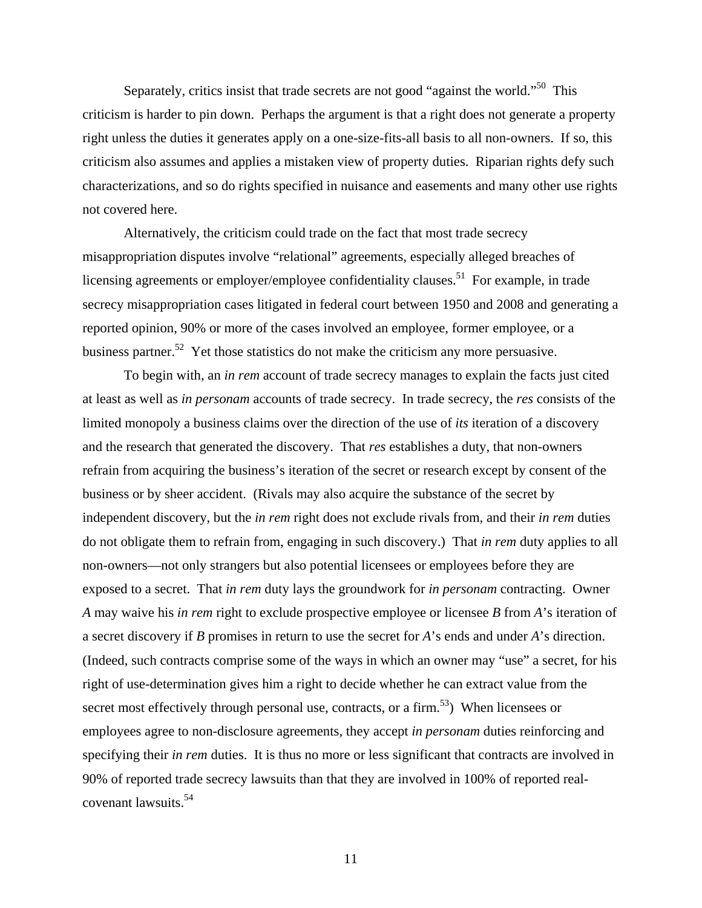Separately, critics insist that trade secrets are not good "against the world."[50] This criticism is harder to pin down. Perhaps the argument is that a right does not generate a property right unless the duties it generates apply on a one-size-fits-all basis to all non-owners. If so, this criticism also assumes and applies a mistaken view of property duties. Riparian rights defy such characterizations, and so do rights specified in nuisance and easements and many other use rights not covered here.

Alternatively, the criticism could trade on the fact that most trade secrecy misappropriation disputes involve "relational" agreements, especially alleged breaches of licensing agreements or employer/employee confidentiality clauses.[51] For example, in trade secrecy misappropriation cases litigated in federal court between 1950 and 2008 and generating a reported opinion, 90% or more of the cases involved an employee, former employee, or a business partner.[52] Yet those statistics do not make the criticism any more persuasive.

To begin with, an *in rem* account of trade secrecy manages to explain the facts just cited at least as well as *in personam* accounts of trade secrecy. In trade secrecy, the *res* consists of the limited monopoly a business claims over the direction of the use of *its* iteration of a discovery and the research that generated the discovery. That *res* establishes a duty, that non-owners refrain from acquiring the business's iteration of the secret or research except by consent of the business or by sheer accident. (Rivals may also acquire the substance of the secret by independent discovery, but the *in rem* right does not exclude rivals from, and their *in rem* duties do not obligate them to refrain from, engaging in such discovery.) That *in rem* duty applies to all non-owners—not only strangers but also potential licensees or employees before they are exposed to a secret. That *in rem* duty lays the groundwork for *in personam* contracting. Owner *A* may waive his *in rem* right to exclude prospective employee or licensee *B* from *A*'s iteration of a secret discovery if *B* promises in return to use the secret for *A*'s ends and under *A*'s direction. (Indeed, such contracts comprise some of the ways in which an owner may "use" a secret, for his right of use-determination gives him a right to decide whether he can extract value from the secret most effectively through personal use, contracts, or a firm.[53]) When licensees or employees agree to non-disclosure agreements, they accept *in personam* duties reinforcing and specifying their *in rem* duties. It is thus no more or less significant that contracts are involved in 90% of reported trade secrecy lawsuits than that they are involved in 100% of reported real-covenant lawsuits.[54]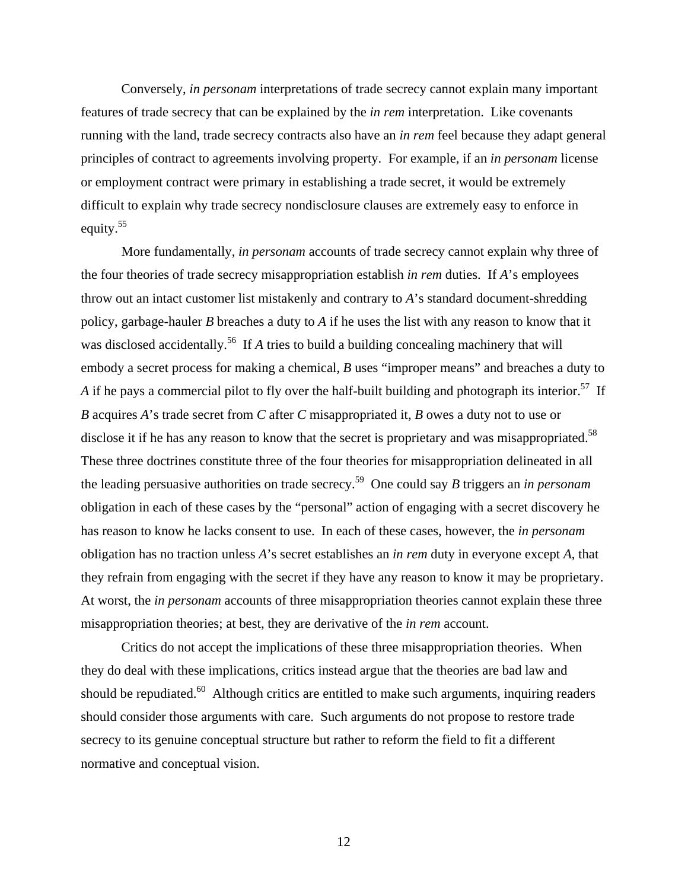Conversely, *in personam* interpretations of trade secrecy cannot explain many important features of trade secrecy that can be explained by the *in rem* interpretation. Like covenants running with the land, trade secrecy contracts also have an *in rem* feel because they adapt general principles of contract to agreements involving property. For example, if an *in personam* license or employment contract were primary in establishing a trade secret, it would be extremely difficult to explain why trade secrecy nondisclosure clauses are extremely easy to enforce in equity.[55]

More fundamentally, *in personam* accounts of trade secrecy cannot explain why three of the four theories of trade secrecy misappropriation establish *in rem* duties. If *A*'s employees throw out an intact customer list mistakenly and contrary to *A*'s standard document-shredding policy, garbage-hauler *B* breaches a duty to *A* if he uses the list with any reason to know that it was disclosed accidentally.[56] If *A* tries to build a building concealing machinery that will embody a secret process for making a chemical, *B* uses "improper means" and breaches a duty to *A* if he pays a commercial pilot to fly over the half-built building and photograph its interior.[57] If *B* acquires *A*'s trade secret from *C* after *C* misappropriated it, *B* owes a duty not to use or disclose it if he has any reason to know that the secret is proprietary and was misappropriated.[58] These three doctrines constitute three of the four theories for misappropriation delineated in all the leading persuasive authorities on trade secrecy.[59] One could say *B* triggers an *in personam* obligation in each of these cases by the "personal" action of engaging with a secret discovery he has reason to know he lacks consent to use. In each of these cases, however, the *in personam* obligation has no traction unless *A*'s secret establishes an *in rem* duty in everyone except *A*, that they refrain from engaging with the secret if they have any reason to know it may be proprietary. At worst, the *in personam* accounts of three misappropriation theories cannot explain these three misappropriation theories; at best, they are derivative of the *in rem* account.

Critics do not accept the implications of these three misappropriation theories. When they do deal with these implications, critics instead argue that the theories are bad law and should be repudiated.[60] Although critics are entitled to make such arguments, inquiring readers should consider those arguments with care. Such arguments do not propose to restore trade secrecy to its genuine conceptual structure but rather to reform the field to fit a different normative and conceptual vision.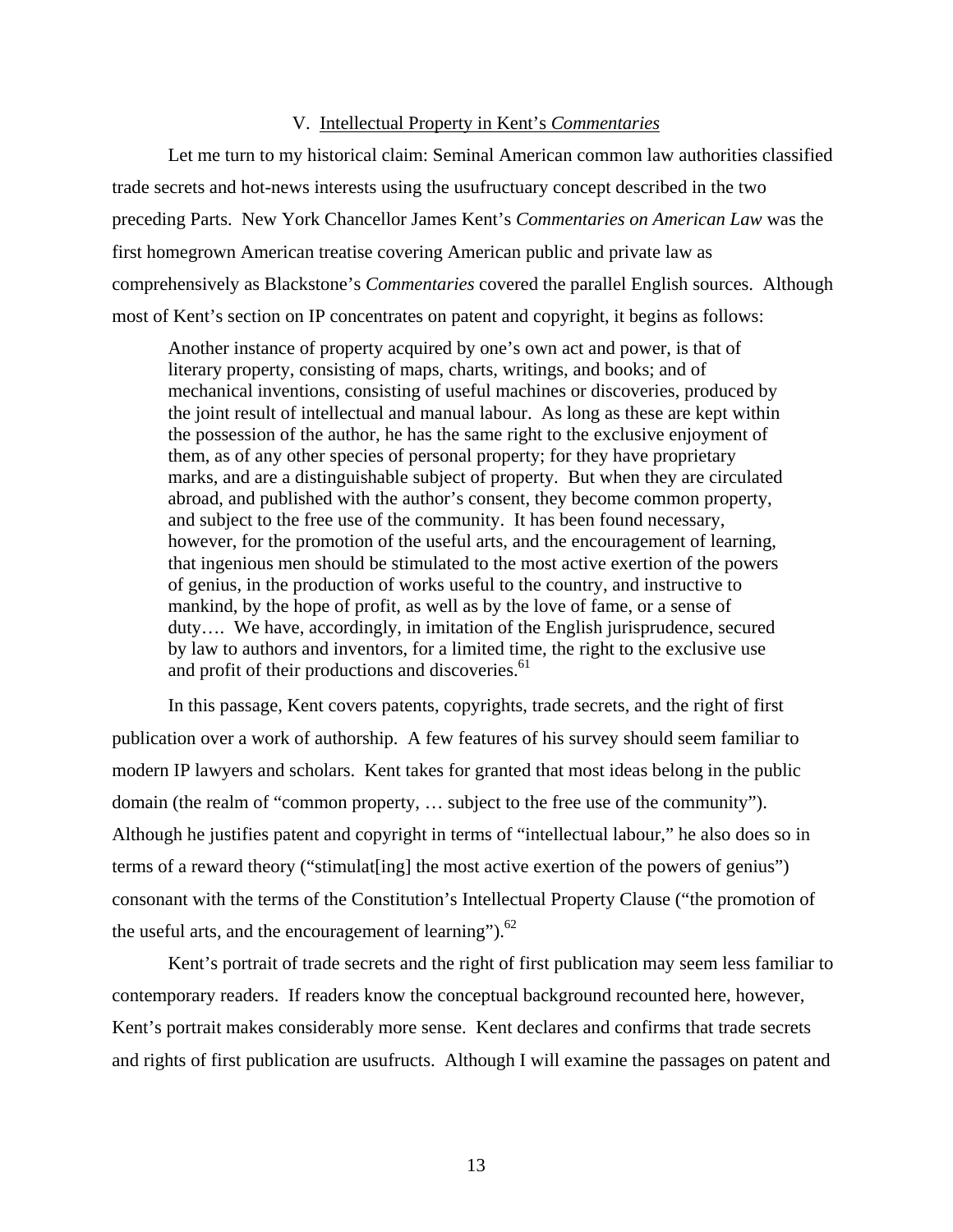## V. Intellectual Property in Kent's *Commentaries*

Let me turn to my historical claim: Seminal American common law authorities classified trade secrets and hot-news interests using the usufructuary concept described in the two preceding Parts. New York Chancellor James Kent's *Commentaries on American Law* was the first homegrown American treatise covering American public and private law as comprehensively as Blackstone's *Commentaries* covered the parallel English sources. Although most of Kent's section on IP concentrates on patent and copyright, it begins as follows:

> Another instance of property acquired by one's own act and power, is that of literary property, consisting of maps, charts, writings, and books; and of mechanical inventions, consisting of useful machines or discoveries, produced by the joint result of intellectual and manual labour. As long as these are kept within the possession of the author, he has the same right to the exclusive enjoyment of them, as of any other species of personal property; for they have proprietary marks, and are a distinguishable subject of property. But when they are circulated abroad, and published with the author's consent, they become common property, and subject to the free use of the community. It has been found necessary, however, for the promotion of the useful arts, and the encouragement of learning, that ingenious men should be stimulated to the most active exertion of the powers of genius, in the production of works useful to the country, and instructive to mankind, by the hope of profit, as well as by the love of fame, or a sense of duty…. We have, accordingly, in imitation of the English jurisprudence, secured by law to authors and inventors, for a limited time, the right to the exclusive use and profit of their productions and discoveries.[61]

In this passage, Kent covers patents, copyrights, trade secrets, and the right of first publication over a work of authorship. A few features of his survey should seem familiar to modern IP lawyers and scholars. Kent takes for granted that most ideas belong in the public domain (the realm of "common property, … subject to the free use of the community"). Although he justifies patent and copyright in terms of "intellectual labour," he also does so in terms of a reward theory ("stimulat[ing] the most active exertion of the powers of genius") consonant with the terms of the Constitution's Intellectual Property Clause ("the promotion of the useful arts, and the encouragement of learning").[62]

Kent's portrait of trade secrets and the right of first publication may seem less familiar to contemporary readers. If readers know the conceptual background recounted here, however, Kent's portrait makes considerably more sense. Kent declares and confirms that trade secrets and rights of first publication are usufructs. Although I will examine the passages on patent and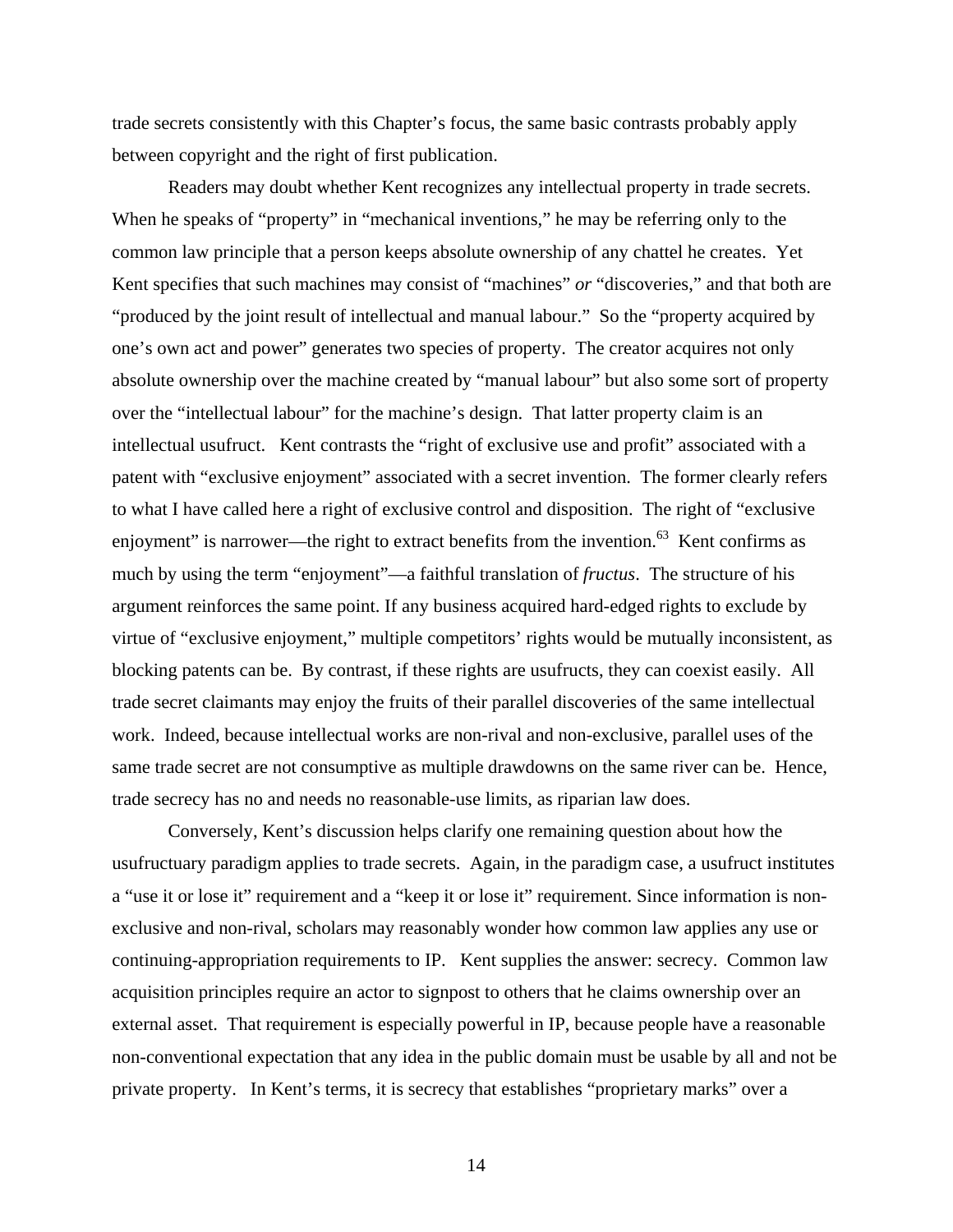trade secrets consistently with this Chapter's focus, the same basic contrasts probably apply between copyright and the right of first publication.

Readers may doubt whether Kent recognizes any intellectual property in trade secrets. When he speaks of "property" in "mechanical inventions," he may be referring only to the common law principle that a person keeps absolute ownership of any chattel he creates. Yet Kent specifies that such machines may consist of "machines" *or* "discoveries," and that both are "produced by the joint result of intellectual and manual labour." So the "property acquired by one's own act and power" generates two species of property. The creator acquires not only absolute ownership over the machine created by "manual labour" but also some sort of property over the "intellectual labour" for the machine's design. That latter property claim is an intellectual usufruct. Kent contrasts the "right of exclusive use and profit" associated with a patent with "exclusive enjoyment" associated with a secret invention. The former clearly refers to what I have called here a right of exclusive control and disposition. The right of "exclusive enjoyment" is narrower—the right to extract benefits from the invention.[63] Kent confirms as much by using the term "enjoyment"—a faithful translation of *fructus*. The structure of his argument reinforces the same point. If any business acquired hard-edged rights to exclude by virtue of "exclusive enjoyment," multiple competitors' rights would be mutually inconsistent, as blocking patents can be. By contrast, if these rights are usufructs, they can coexist easily. All trade secret claimants may enjoy the fruits of their parallel discoveries of the same intellectual work. Indeed, because intellectual works are non-rival and non-exclusive, parallel uses of the same trade secret are not consumptive as multiple drawdowns on the same river can be. Hence, trade secrecy has no and needs no reasonable-use limits, as riparian law does.

Conversely, Kent's discussion helps clarify one remaining question about how the usufructuary paradigm applies to trade secrets. Again, in the paradigm case, a usufruct institutes a "use it or lose it" requirement and a "keep it or lose it" requirement. Since information is non-exclusive and non-rival, scholars may reasonably wonder how common law applies any use or continuing-appropriation requirements to IP. Kent supplies the answer: secrecy. Common law acquisition principles require an actor to signpost to others that he claims ownership over an external asset. That requirement is especially powerful in IP, because people have a reasonable non-conventional expectation that any idea in the public domain must be usable by all and not be private property. In Kent's terms, it is secrecy that establishes "proprietary marks" over a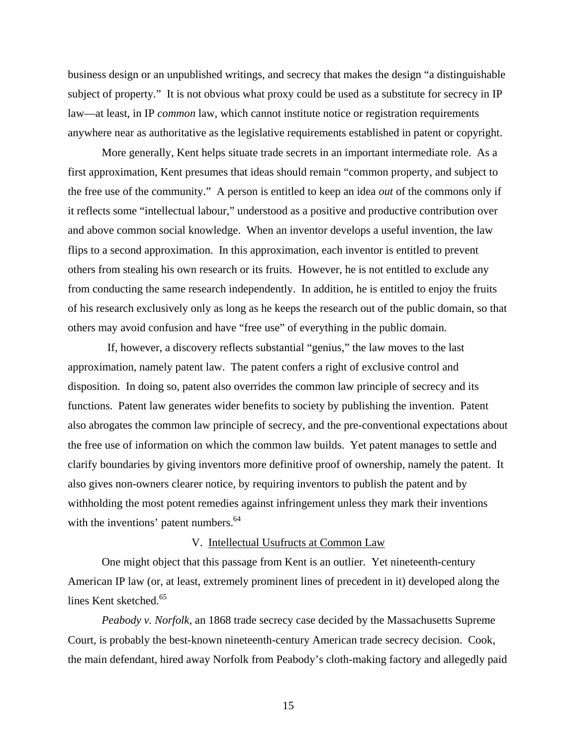business design or an unpublished writings, and secrecy that makes the design "a distinguishable subject of property." It is not obvious what proxy could be used as a substitute for secrecy in IP law—at least, in IP *common* law, which cannot institute notice or registration requirements anywhere near as authoritative as the legislative requirements established in patent or copyright.

More generally, Kent helps situate trade secrets in an important intermediate role. As a first approximation, Kent presumes that ideas should remain "common property, and subject to the free use of the community." A person is entitled to keep an idea *out* of the commons only if it reflects some "intellectual labour," understood as a positive and productive contribution over and above common social knowledge. When an inventor develops a useful invention, the law flips to a second approximation. In this approximation, each inventor is entitled to prevent others from stealing his own research or its fruits. However, he is not entitled to exclude any from conducting the same research independently. In addition, he is entitled to enjoy the fruits of his research exclusively only as long as he keeps the research out of the public domain, so that others may avoid confusion and have "free use" of everything in the public domain.

If, however, a discovery reflects substantial "genius," the law moves to the last approximation, namely patent law. The patent confers a right of exclusive control and disposition. In doing so, patent also overrides the common law principle of secrecy and its functions. Patent law generates wider benefits to society by publishing the invention. Patent also abrogates the common law principle of secrecy, and the pre-conventional expectations about the free use of information on which the common law builds. Yet patent manages to settle and clarify boundaries by giving inventors more definitive proof of ownership, namely the patent. It also gives non-owners clearer notice, by requiring inventors to publish the patent and by withholding the most potent remedies against infringement unless they mark their inventions with the inventions' patent numbers.[64]

## V. Intellectual Usufructs at Common Law

One might object that this passage from Kent is an outlier. Yet nineteenth-century American IP law (or, at least, extremely prominent lines of precedent in it) developed along the lines Kent sketched.[65]

*Peabody v. Norfolk*, an 1868 trade secrecy case decided by the Massachusetts Supreme Court, is probably the best-known nineteenth-century American trade secrecy decision. Cook, the main defendant, hired away Norfolk from Peabody's cloth-making factory and allegedly paid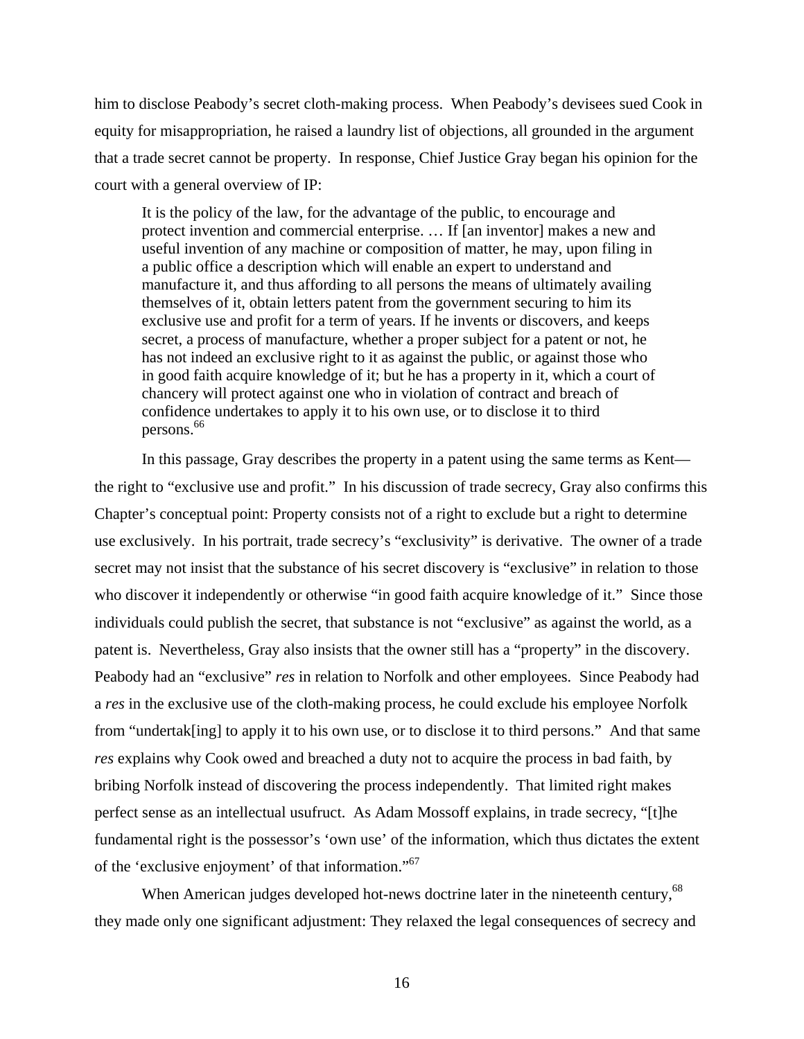him to disclose Peabody's secret cloth-making process. When Peabody's devisees sued Cook in equity for misappropriation, he raised a laundry list of objections, all grounded in the argument that a trade secret cannot be property. In response, Chief Justice Gray began his opinion for the court with a general overview of IP:

> It is the policy of the law, for the advantage of the public, to encourage and protect invention and commercial enterprise. … If [an inventor] makes a new and useful invention of any machine or composition of matter, he may, upon filing in a public office a description which will enable an expert to understand and manufacture it, and thus affording to all persons the means of ultimately availing themselves of it, obtain letters patent from the government securing to him its exclusive use and profit for a term of years. If he invents or discovers, and keeps secret, a process of manufacture, whether a proper subject for a patent or not, he has not indeed an exclusive right to it as against the public, or against those who in good faith acquire knowledge of it; but he has a property in it, which a court of chancery will protect against one who in violation of contract and breach of confidence undertakes to apply it to his own use, or to disclose it to third persons.[66]

In this passage, Gray describes the property in a patent using the same terms as Kent—the right to "exclusive use and profit." In his discussion of trade secrecy, Gray also confirms this Chapter's conceptual point: Property consists not of a right to exclude but a right to determine use exclusively. In his portrait, trade secrecy's "exclusivity" is derivative. The owner of a trade secret may not insist that the substance of his secret discovery is "exclusive" in relation to those who discover it independently or otherwise "in good faith acquire knowledge of it." Since those individuals could publish the secret, that substance is not "exclusive" as against the world, as a patent is. Nevertheless, Gray also insists that the owner still has a "property" in the discovery. Peabody had an "exclusive" *res* in relation to Norfolk and other employees. Since Peabody had a *res* in the exclusive use of the cloth-making process, he could exclude his employee Norfolk from "undertak[ing] to apply it to his own use, or to disclose it to third persons." And that same *res* explains why Cook owed and breached a duty not to acquire the process in bad faith, by bribing Norfolk instead of discovering the process independently. That limited right makes perfect sense as an intellectual usufruct. As Adam Mossoff explains, in trade secrecy, "[t]he fundamental right is the possessor's 'own use' of the information, which thus dictates the extent of the 'exclusive enjoyment' of that information."[67]

When American judges developed hot-news doctrine later in the nineteenth century,[68] they made only one significant adjustment: They relaxed the legal consequences of secrecy and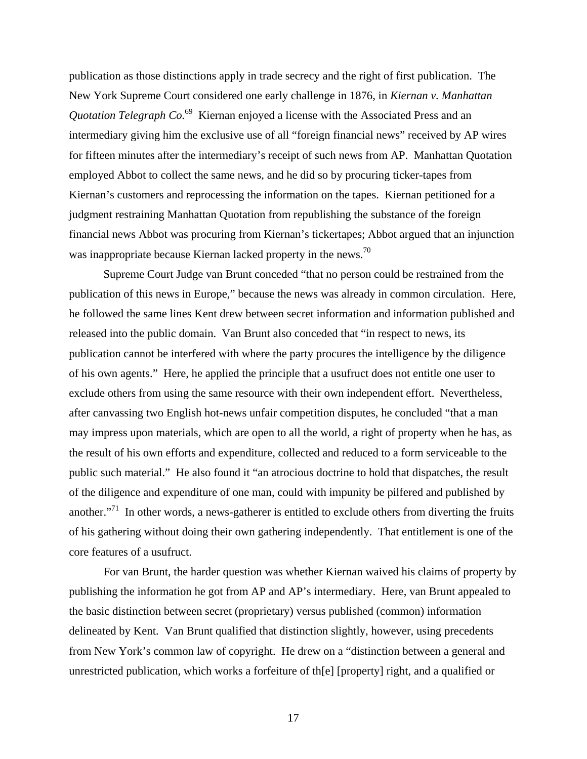publication as those distinctions apply in trade secrecy and the right of first publication. The New York Supreme Court considered one early challenge in 1876, in *Kiernan v. Manhattan Quotation Telegraph Co.*[69] Kiernan enjoyed a license with the Associated Press and an intermediary giving him the exclusive use of all "foreign financial news" received by AP wires for fifteen minutes after the intermediary's receipt of such news from AP. Manhattan Quotation employed Abbot to collect the same news, and he did so by procuring ticker-tapes from Kiernan's customers and reprocessing the information on the tapes. Kiernan petitioned for a judgment restraining Manhattan Quotation from republishing the substance of the foreign financial news Abbot was procuring from Kiernan's tickertapes; Abbot argued that an injunction was inappropriate because Kiernan lacked property in the news.[70]

Supreme Court Judge van Brunt conceded "that no person could be restrained from the publication of this news in Europe," because the news was already in common circulation. Here, he followed the same lines Kent drew between secret information and information published and released into the public domain. Van Brunt also conceded that "in respect to news, its publication cannot be interfered with where the party procures the intelligence by the diligence of his own agents." Here, he applied the principle that a usufruct does not entitle one user to exclude others from using the same resource with their own independent effort. Nevertheless, after canvassing two English hot-news unfair competition disputes, he concluded "that a man may impress upon materials, which are open to all the world, a right of property when he has, as the result of his own efforts and expenditure, collected and reduced to a form serviceable to the public such material." He also found it "an atrocious doctrine to hold that dispatches, the result of the diligence and expenditure of one man, could with impunity be pilfered and published by another."[71] In other words, a news-gatherer is entitled to exclude others from diverting the fruits of his gathering without doing their own gathering independently. That entitlement is one of the core features of a usufruct.

For van Brunt, the harder question was whether Kiernan waived his claims of property by publishing the information he got from AP and AP's intermediary. Here, van Brunt appealed to the basic distinction between secret (proprietary) versus published (common) information delineated by Kent. Van Brunt qualified that distinction slightly, however, using precedents from New York's common law of copyright. He drew on a "distinction between a general and unrestricted publication, which works a forfeiture of th[e] [property] right, and a qualified or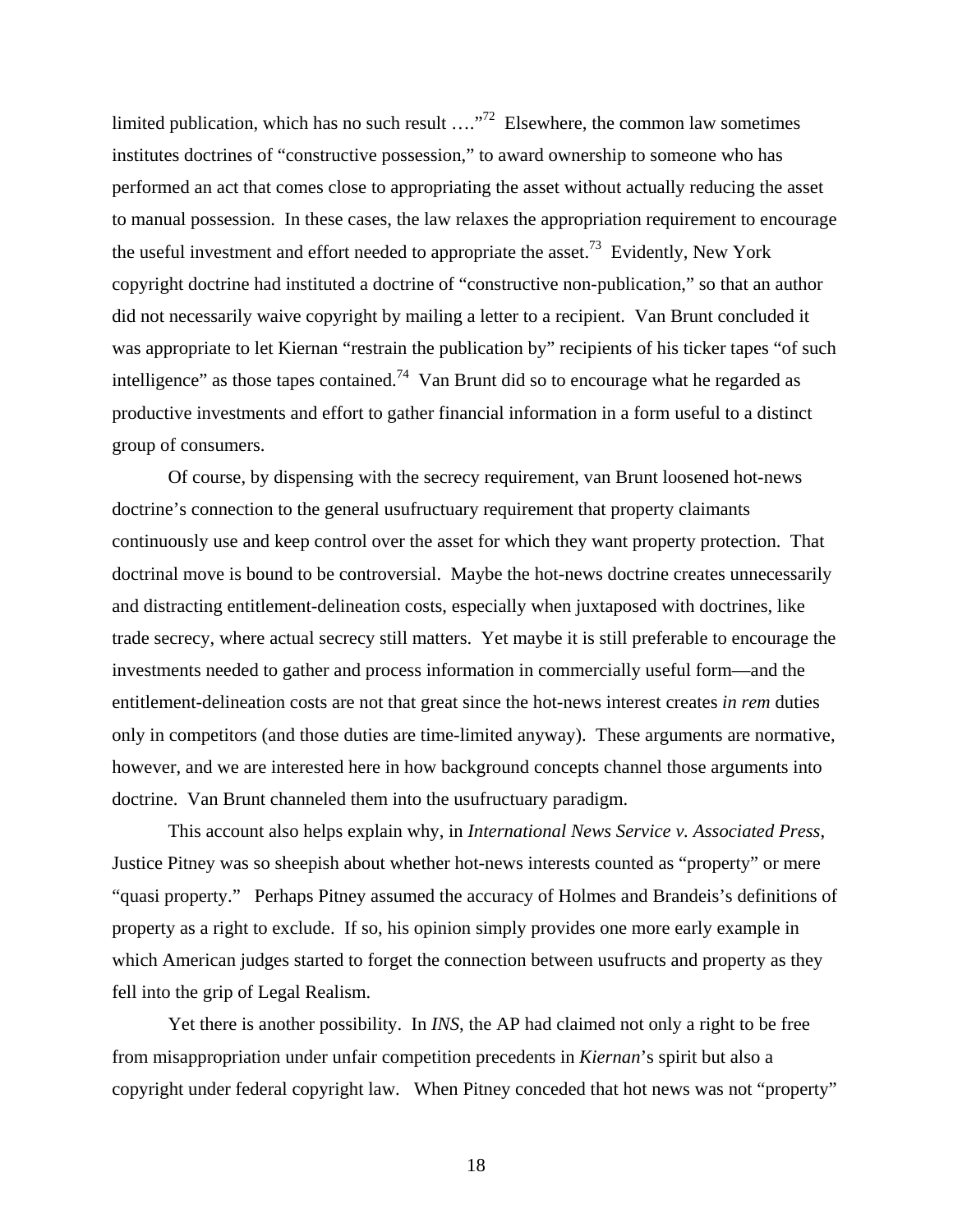limited publication, which has no such result ….”[72] Elsewhere, the common law sometimes institutes doctrines of “constructive possession,” to award ownership to someone who has performed an act that comes close to appropriating the asset without actually reducing the asset to manual possession. In these cases, the law relaxes the appropriation requirement to encourage the useful investment and effort needed to appropriate the asset.[73] Evidently, New York copyright doctrine had instituted a doctrine of “constructive non-publication,” so that an author did not necessarily waive copyright by mailing a letter to a recipient. Van Brunt concluded it was appropriate to let Kiernan “restrain the publication by” recipients of his ticker tapes “of such intelligence” as those tapes contained.[74] Van Brunt did so to encourage what he regarded as productive investments and effort to gather financial information in a form useful to a distinct group of consumers.

Of course, by dispensing with the secrecy requirement, van Brunt loosened hot-news doctrine’s connection to the general usufructuary requirement that property claimants continuously use and keep control over the asset for which they want property protection. That doctrinal move is bound to be controversial. Maybe the hot-news doctrine creates unnecessarily and distracting entitlement-delineation costs, especially when juxtaposed with doctrines, like trade secrecy, where actual secrecy still matters. Yet maybe it is still preferable to encourage the investments needed to gather and process information in commercially useful form—and the entitlement-delineation costs are not that great since the hot-news interest creates *in rem* duties only in competitors (and those duties are time-limited anyway). These arguments are normative, however, and we are interested here in how background concepts channel those arguments into doctrine. Van Brunt channeled them into the usufructuary paradigm.

This account also helps explain why, in *International News Service v. Associated Press*, Justice Pitney was so sheepish about whether hot-news interests counted as “property” or mere “quasi property.” Perhaps Pitney assumed the accuracy of Holmes and Brandeis’s definitions of property as a right to exclude. If so, his opinion simply provides one more early example in which American judges started to forget the connection between usufructs and property as they fell into the grip of Legal Realism.

Yet there is another possibility. In *INS*, the AP had claimed not only a right to be free from misappropriation under unfair competition precedents in *Kiernan*’s spirit but also a copyright under federal copyright law. When Pitney conceded that hot news was not “property”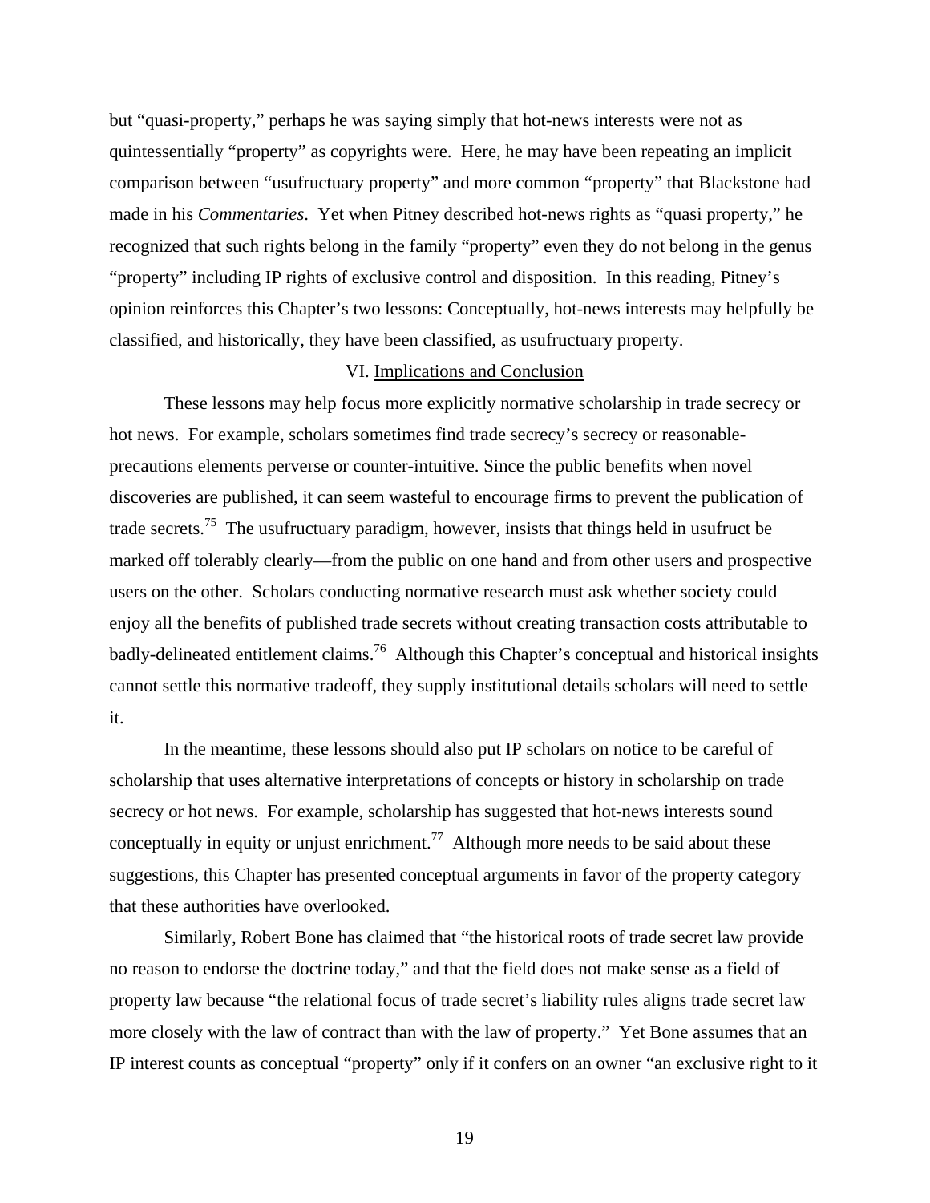but "quasi-property," perhaps he was saying simply that hot-news interests were not as quintessentially "property" as copyrights were. Here, he may have been repeating an implicit comparison between "usufructuary property" and more common "property" that Blackstone had made in his *Commentaries*. Yet when Pitney described hot-news rights as "quasi property," he recognized that such rights belong in the family "property" even they do not belong in the genus "property" including IP rights of exclusive control and disposition. In this reading, Pitney's opinion reinforces this Chapter's two lessons: Conceptually, hot-news interests may helpfully be classified, and historically, they have been classified, as usufructuary property.

## VI. Implications and Conclusion

These lessons may help focus more explicitly normative scholarship in trade secrecy or hot news. For example, scholars sometimes find trade secrecy's secrecy or reasonable-precautions elements perverse or counter-intuitive. Since the public benefits when novel discoveries are published, it can seem wasteful to encourage firms to prevent the publication of trade secrets.[75] The usufructuary paradigm, however, insists that things held in usufruct be marked off tolerably clearly—from the public on one hand and from other users and prospective users on the other. Scholars conducting normative research must ask whether society could enjoy all the benefits of published trade secrets without creating transaction costs attributable to badly-delineated entitlement claims.[76] Although this Chapter's conceptual and historical insights cannot settle this normative tradeoff, they supply institutional details scholars will need to settle it.

In the meantime, these lessons should also put IP scholars on notice to be careful of scholarship that uses alternative interpretations of concepts or history in scholarship on trade secrecy or hot news. For example, scholarship has suggested that hot-news interests sound conceptually in equity or unjust enrichment.[77] Although more needs to be said about these suggestions, this Chapter has presented conceptual arguments in favor of the property category that these authorities have overlooked.

Similarly, Robert Bone has claimed that "the historical roots of trade secret law provide no reason to endorse the doctrine today," and that the field does not make sense as a field of property law because "the relational focus of trade secret's liability rules aligns trade secret law more closely with the law of contract than with the law of property." Yet Bone assumes that an IP interest counts as conceptual "property" only if it confers on an owner "an exclusive right to it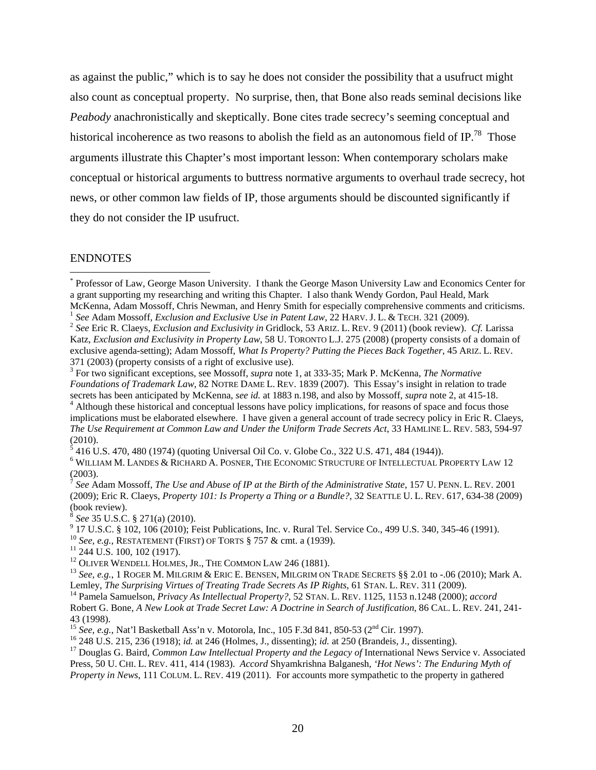as against the public," which is to say he does not consider the possibility that a usufruct might also count as conceptual property. No surprise, then, that Bone also reads seminal decisions like *Peabody* anachronistically and skeptically. Bone cites trade secrecy's seeming conceptual and historical incoherence as two reasons to abolish the field as an autonomous field of IP.[78] Those arguments illustrate this Chapter's most important lesson: When contemporary scholars make conceptual or historical arguments to buttress normative arguments to overhaul trade secrecy, hot news, or other common law fields of IP, those arguments should be discounted significantly if they do not consider the IP usufruct.

ENDNOTES

[*] Professor of Law, George Mason University. I thank the George Mason University Law and Economics Center for a grant supporting my researching and writing this Chapter. I also thank Wendy Gordon, Paul Heald, Mark McKenna, Adam Mossoff, Chris Newman, and Henry Smith for especially comprehensive comments and criticisms.

[1] *See* Adam Mossoff, *Exclusion and Exclusive Use in Patent Law*, 22 HARV. J. L. & TECH. 321 (2009).

[2] *See* Eric R. Claeys, *Exclusion and Exclusivity in* Gridlock, 53 ARIZ. L. REV. 9 (2011) (book review). *Cf.* Larissa Katz, *Exclusion and Exclusivity in Property Law*, 58 U. TORONTO L.J. 275 (2008) (property consists of a domain of exclusive agenda-setting); Adam Mossoff, *What Is Property? Putting the Pieces Back Together*, 45 ARIZ. L. REV. 371 (2003) (property consists of a right of exclusive use).

[3] For two significant exceptions, see Mossoff, *supra* note 1, at 333-35; Mark P. McKenna, *The Normative Foundations of Trademark Law*, 82 NOTRE DAME L. REV. 1839 (2007). This Essay's insight in relation to trade secrets has been anticipated by McKenna, *see id.* at 1883 n.198, and also by Mossoff, *supra* note 2, at 415-18.

[4] Although these historical and conceptual lessons have policy implications, for reasons of space and focus those implications must be elaborated elsewhere. I have given a general account of trade secrecy policy in Eric R. Claeys, *The Use Requirement at Common Law and Under the Uniform Trade Secrets Act*, 33 HAMLINE L. REV. 583, 594-97 (2010).

[5] 416 U.S. 470, 480 (1974) (quoting Universal Oil Co. v. Globe Co., 322 U.S. 471, 484 (1944)).

[6] WILLIAM M. LANDES & RICHARD A. POSNER, THE ECONOMIC STRUCTURE OF INTELLECTUAL PROPERTY LAW 12 (2003).

[7] *See* Adam Mossoff, *The Use and Abuse of IP at the Birth of the Administrative State*, 157 U. PENN. L. REV. 2001 (2009); Eric R. Claeys, *Property 101: Is Property a Thing or a Bundle?*, 32 SEATTLE U. L. REV. 617, 634-38 (2009) (book review).

[8] *See* 35 U.S.C. § 271(a) (2010).

[9] 17 U.S.C. § 102, 106 (2010); Feist Publications, Inc. v. Rural Tel. Service Co., 499 U.S. 340, 345-46 (1991).

[10] *See, e.g.*, RESTATEMENT (FIRST) OF TORTS § 757 & cmt. a (1939).

[11] 244 U.S. 100, 102 (1917).

[12] OLIVER WENDELL HOLMES, JR., THE COMMON LAW 246 (1881).

[13] *See, e.g.*, 1 ROGER M. MILGRIM & ERIC E. BENSEN, MILGRIM ON TRADE SECRETS §§ 2.01 to -.06 (2010); Mark A. Lemley, *The Surprising Virtues of Treating Trade Secrets As IP Rights*, 61 STAN. L. REV. 311 (2009).

[14] Pamela Samuelson, *Privacy As Intellectual Property?*, 52 STAN. L. REV. 1125, 1153 n.1248 (2000); *accord* Robert G. Bone, *A New Look at Trade Secret Law: A Doctrine in Search of Justification*, 86 CAL. L. REV. 241, 241-43 (1998).

[15] *See, e.g.*, Nat'l Basketball Ass'n v. Motorola, Inc., 105 F.3d 841, 850-53 (2nd Cir. 1997).

[16] 248 U.S. 215, 236 (1918); *id.* at 246 (Holmes, J., dissenting); *id.* at 250 (Brandeis, J., dissenting).

[17] Douglas G. Baird, *Common Law Intellectual Property and the Legacy of* International News Service v. Associated Press, 50 U. CHI. L. REV. 411, 414 (1983). *Accord* Shyamkrishna Balganesh, *'Hot News': The Enduring Myth of Property in News*, 111 COLUM. L. REV. 419 (2011). For accounts more sympathetic to the property in gathered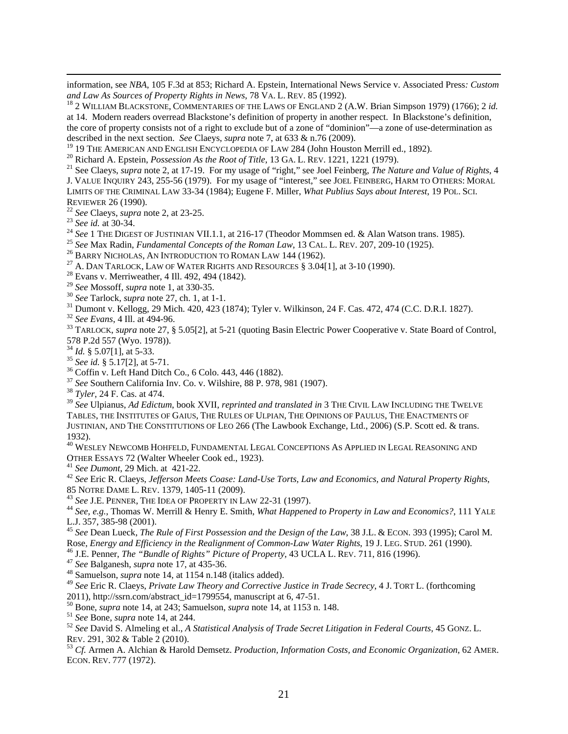information, see *NBA*, 105 F.3d at 853; Richard A. Epstein, International News Service v. Associated Press*: Custom and Law As Sources of Property Rights in News*, 78 VA. L. REV. 85 (1992).

[18] 2 WILLIAM BLACKSTONE, COMMENTARIES OF THE LAWS OF ENGLAND 2 (A.W. Brian Simpson 1979) (1766); 2 *id.* at 14. Modern readers overread Blackstone's definition of property in another respect. In Blackstone's definition, the core of property consists not of a right to exclude but of a zone of "dominion"—a zone of use-determination as described in the next section. *See* Claeys, *supra* note 7, at 633 & n.76 (2009).

[19] 19 THE AMERICAN AND ENGLISH ENCYCLOPEDIA OF LAW 284 (John Houston Merrill ed., 1892).

[20] Richard A. Epstein, *Possession As the Root of Title*, 13 GA. L. REV. 1221, 1221 (1979).

[21] See Claeys, *supra* note 2, at 17-19. For my usage of "right," see Joel Feinberg, *The Nature and Value of Rights*, 4 J. VALUE INQUIRY 243, 255-56 (1979). For my usage of "interest," see JOEL FEINBERG, HARM TO OTHERS: MORAL LIMITS OF THE CRIMINAL LAW 33-34 (1984); Eugene F. Miller, *What Publius Says about Interest*, 19 POL. SCI. REVIEWER 26 (1990).

[22] *See* Claeys, *supra* note 2, at 23-25.

[23] *See id.* at 30-34.

[24] *See* 1 THE DIGEST OF JUSTINIAN VII.1.1, at 216-17 (Theodor Mommsen ed. & Alan Watson trans. 1985).

[25] *See* Max Radin, *Fundamental Concepts of the Roman Law*, 13 CAL. L. REV. 207, 209-10 (1925).

[26] BARRY NICHOLAS, AN INTRODUCTION TO ROMAN LAW 144 (1962).

[27] A. DAN TARLOCK, LAW OF WATER RIGHTS AND RESOURCES § 3.04[1], at 3-10 (1990).

[28] Evans v. Merriweather, 4 Ill. 492, 494 (1842).

[29] *See* Mossoff, *supra* note 1, at 330-35.

[30] *See* Tarlock, *supra* note 27, ch. 1, at 1-1.

[31] Dumont v. Kellogg, 29 Mich. 420, 423 (1874); Tyler v. Wilkinson, 24 F. Cas. 472, 474 (C.C. D.R.I. 1827).

[32] *See Evans*, 4 Ill. at 494-96.

[33] TARLOCK, *supra* note 27, § 5.05[2], at 5-21 (quoting Basin Electric Power Cooperative v. State Board of Control, 578 P.2d 557 (Wyo. 1978)).

[34] *Id.* § 5.07[1], at 5-33.

[35] *See id.* § 5.17[2], at 5-71.

[36] Coffin v. Left Hand Ditch Co., 6 Colo. 443, 446 (1882).

[37] *See* Southern California Inv. Co. v. Wilshire, 88 P. 978, 981 (1907).

[38] *Tyler*, 24 F. Cas. at 474.

[39] *See* Ulpianus, *Ad Edictum*, book XVII, *reprinted and translated in* 3 THE CIVIL LAW INCLUDING THE TWELVE TABLES, THE INSTITUTES OF GAIUS, THE RULES OF ULPIAN, THE OPINIONS OF PAULUS, THE ENACTMENTS OF JUSTINIAN, AND THE CONSTITUTIONS OF LEO 266 (The Lawbook Exchange, Ltd., 2006) (S.P. Scott ed. & trans. 1932).

[40] WESLEY NEWCOMB HOHFELD, FUNDAMENTAL LEGAL CONCEPTIONS AS APPLIED IN LEGAL REASONING AND OTHER ESSAYS 72 (Walter Wheeler Cook ed., 1923).

[41] *See Dumont*, 29 Mich. at 421-22.

[42] *See* Eric R. Claeys, *Jefferson Meets Coase: Land-Use Torts, Law and Economics, and Natural Property Rights*, 85 NOTRE DAME L. REV. 1379, 1405-11 (2009).

[43] *See* J.E. PENNER, THE IDEA OF PROPERTY IN LAW 22-31 (1997).

[44] *See, e.g.*, Thomas W. Merrill & Henry E. Smith, *What Happened to Property in Law and Economics?*, 111 YALE L.J. 357, 385-98 (2001).

[45] *See* Dean Lueck, *The Rule of First Possession and the Design of the Law*, 38 J.L. & ECON. 393 (1995); Carol M. Rose, *Energy and Efficiency in the Realignment of Common-Law Water Rights*, 19 J. LEG. STUD. 261 (1990).

[46] J.E. Penner, *The "Bundle of Rights" Picture of Property*, 43 UCLA L. REV. 711, 816 (1996).

[47] *See* Balganesh, *supra* note 17, at 435-36.

[48] Samuelson, *supra* note 14, at 1154 n.148 (italics added).

[49] *See* Eric R. Claeys, *Private Law Theory and Corrective Justice in Trade Secrecy*, 4 J. TORT L. (forthcoming 2011), http://ssrn.com/abstract_id=1799554, manuscript at 6, 47-51.

[50] Bone, *supra* note 14, at 243; Samuelson, *supra* note 14, at 1153 n. 148.

[51] *See* Bone, *supra* note 14, at 244.

[52] *See* David S. Almeling et al., *A Statistical Analysis of Trade Secret Litigation in Federal Courts*, 45 GONZ. L. REV. 291, 302 & Table 2 (2010).

[53] *Cf.* Armen A. Alchian & Harold Demsetz. *Production, Information Costs, and Economic Organization*, 62 AMER. ECON. REV. 777 (1972).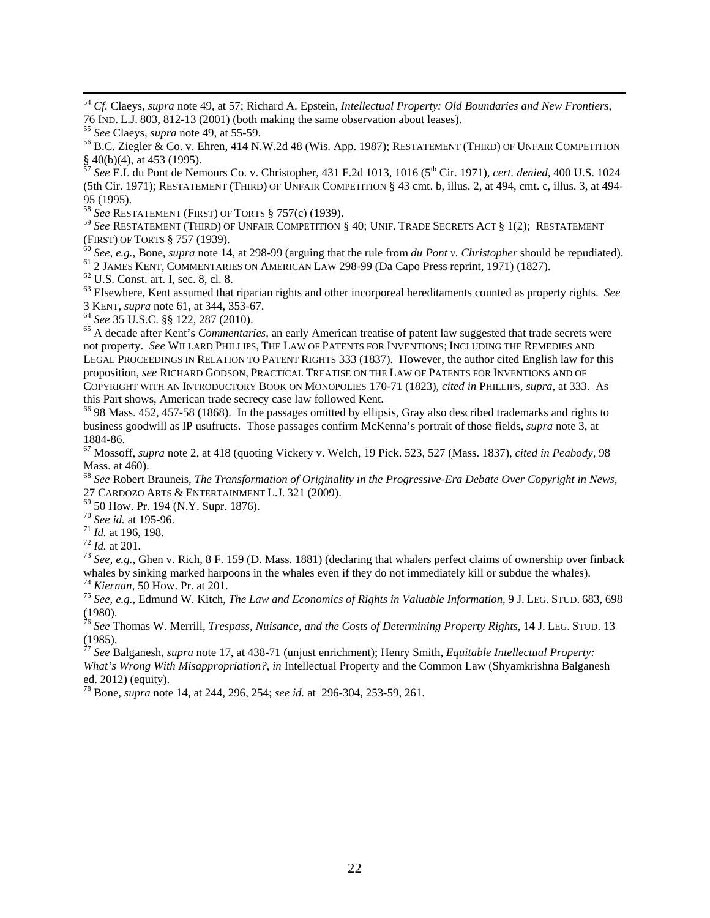[54] *Cf.* Claeys, *supra* note 49, at 57; Richard A. Epstein, *Intellectual Property: Old Boundaries and New Frontiers*, 76 IND. L.J. 803, 812-13 (2001) (both making the same observation about leases).

[55] *See* Claeys, *supra* note 49, at 55-59.

[56] B.C. Ziegler & Co. v. Ehren, 414 N.W.2d 48 (Wis. App. 1987); RESTATEMENT (THIRD) OF UNFAIR COMPETITION § 40(b)(4), at 453 (1995).

[57] *See* E.I. du Pont de Nemours Co. v. Christopher, 431 F.2d 1013, 1016 (5th Cir. 1971), *cert. denied*, 400 U.S. 1024 (5th Cir. 1971); RESTATEMENT (THIRD) OF UNFAIR COMPETITION § 43 cmt. b, illus. 2, at 494, cmt. c, illus. 3, at 494-95 (1995).

[58] *See* RESTATEMENT (FIRST) OF TORTS § 757(c) (1939).

[59] *See* RESTATEMENT (THIRD) OF UNFAIR COMPETITION § 40; UNIF. TRADE SECRETS ACT § 1(2); RESTATEMENT (FIRST) OF TORTS § 757 (1939).

[60] *See, e.g.,* Bone, *supra* note 14, at 298-99 (arguing that the rule from *du Pont v. Christopher* should be repudiated).

[61] 2 JAMES KENT, COMMENTARIES ON AMERICAN LAW 298-99 (Da Capo Press reprint, 1971) (1827).

[62] U.S. Const. art. I, sec. 8, cl. 8.

[63] Elsewhere, Kent assumed that riparian rights and other incorporeal hereditaments counted as property rights. *See* 3 KENT, *supra* note 61, at 344, 353-67.

[64] *See* 35 U.S.C. §§ 122, 287 (2010).

[65] A decade after Kent's *Commentaries*, an early American treatise of patent law suggested that trade secrets were not property. *See* WILLARD PHILLIPS, THE LAW OF PATENTS FOR INVENTIONS; INCLUDING THE REMEDIES AND LEGAL PROCEEDINGS IN RELATION TO PATENT RIGHTS 333 (1837). However, the author cited English law for this proposition, *see* RICHARD GODSON, PRACTICAL TREATISE ON THE LAW OF PATENTS FOR INVENTIONS AND OF COPYRIGHT WITH AN INTRODUCTORY BOOK ON MONOPOLIES 170-71 (1823), *cited in* PHILLIPS, *supra*, at 333. As this Part shows, American trade secrecy case law followed Kent.

[66] 98 Mass. 452, 457-58 (1868). In the passages omitted by ellipsis, Gray also described trademarks and rights to business goodwill as IP usufructs. Those passages confirm McKenna's portrait of those fields, *supra* note 3, at 1884-86.

[67] Mossoff, *supra* note 2, at 418 (quoting Vickery v. Welch, 19 Pick. 523, 527 (Mass. 1837), *cited in Peabody*, 98 Mass. at 460).

[68] *See* Robert Brauneis, *The Transformation of Originality in the Progressive-Era Debate Over Copyright in News*, 27 CARDOZO ARTS & ENTERTAINMENT L.J. 321 (2009).

[69] 50 How. Pr. 194 (N.Y. Supr. 1876).

[70] *See id.* at 195-96.

[71] *Id.* at 196, 198.

[72] *Id.* at 201.

[73] *See, e.g.,* Ghen v. Rich, 8 F. 159 (D. Mass. 1881) (declaring that whalers perfect claims of ownership over finback whales by sinking marked harpoons in the whales even if they do not immediately kill or subdue the whales).

[74] *Kiernan*, 50 How. Pr. at 201.

[75] *See, e.g.,* Edmund W. Kitch, *The Law and Economics of Rights in Valuable Information*, 9 J. LEG. STUD. 683, 698 (1980).

[76] *See* Thomas W. Merrill, *Trespass, Nuisance, and the Costs of Determining Property Rights*, 14 J. LEG. STUD. 13 (1985).

[77] *See* Balganesh, *supra* note 17, at 438-71 (unjust enrichment); Henry Smith, *Equitable Intellectual Property: What's Wrong With Misappropriation?*, *in* Intellectual Property and the Common Law (Shyamkrishna Balganesh ed. 2012) (equity).

[78] Bone, *supra* note 14, at 244, 296, 254; *see id.* at 296-304, 253-59, 261.